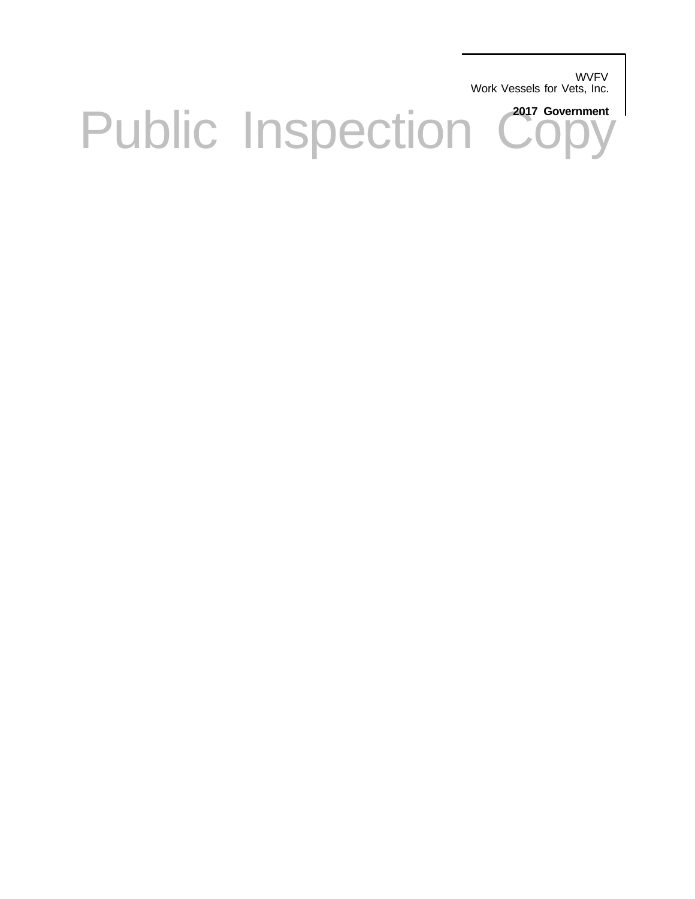WVFV
Work Vessels for Vets, Inc.

**2017 Government**

# Public Inspection Copy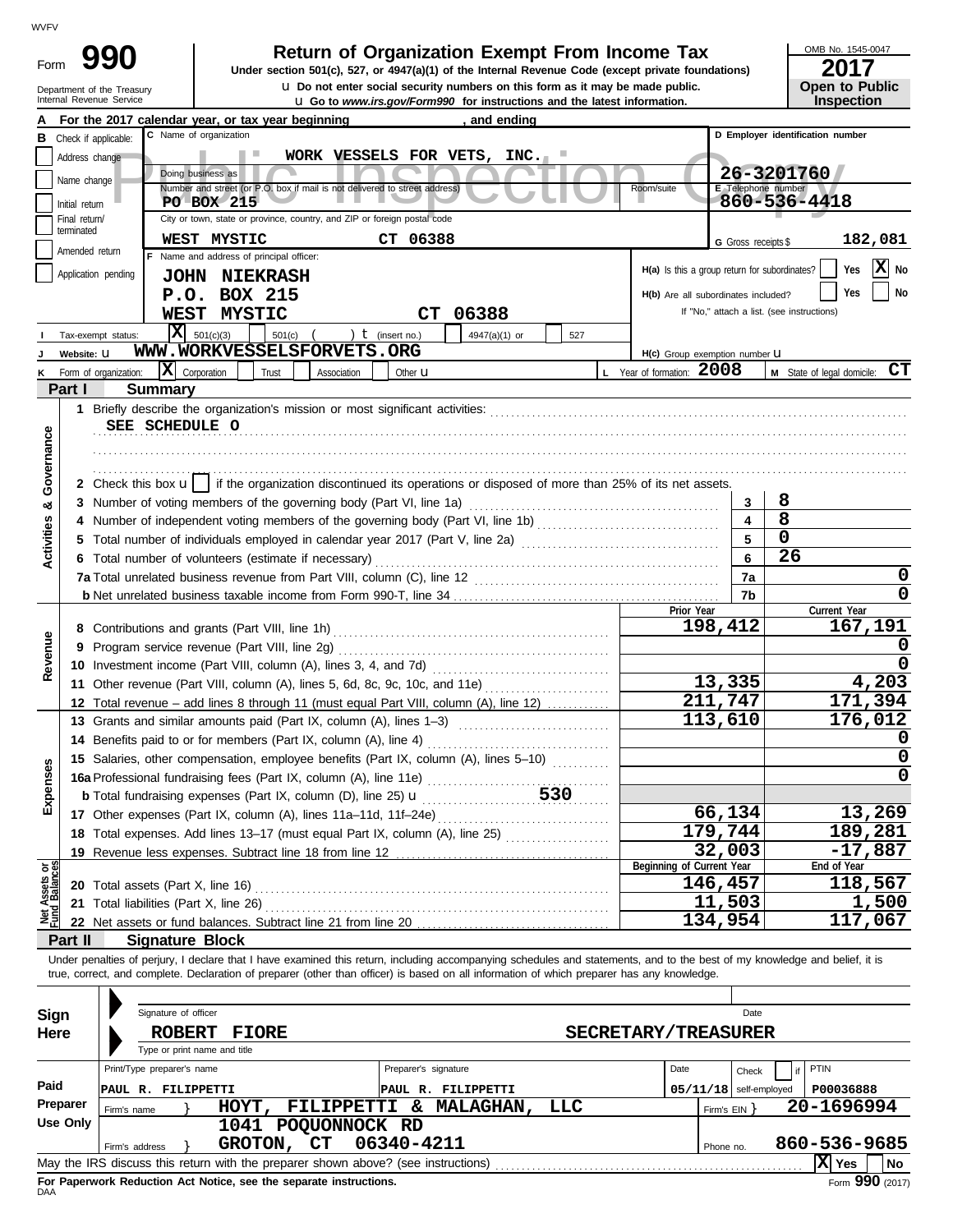WVFV

Form **990**

Department of the Treasury
Internal Revenue Service

# Return of Organization Exempt From Income Tax

**Under section 501(c), 527, or 4947(a)(1) of the Internal Revenue Code (except private foundations)**

u **Do not enter social security numbers on this form as it may be made public.**

u **Go to** ***www.irs.gov/Form990*** **for instructions and the latest information.**

OMB No. 1545-0047

**2017**

**Open to Public Inspection**

**A** For the 2017 calendar year, or tax year beginning , and ending

**B** Check if applicable:
- Address change
- Name change
- Initial return
- Final return/terminated
- Amended return
- Application pending

**C** Name of organization: **WORK VESSELS FOR VETS, INC.**

Doing business as

Number and street (or P.O. box if mail is not delivered to street address): **PO BOX 215** Room/suite

City or town, state or province, country, and ZIP or foreign postal code: **WEST MYSTIC CT 06388**

**D** Employer identification number: **26-3201760**

**E** Telephone number: **860-536-4418**

**G** Gross receipts $ **182,081**

**F** Name and address of principal officer:
**JOHN NIEKRASH**
**P.O. BOX 215**
**WEST MYSTIC CT 06388**

**H(a)** Is this a group return for subordinates? Yes [ ] No [X]

**H(b)** Are all subordinates included? Yes [ ] No [ ]
If "No," attach a list. (see instructions)

**I** Tax-exempt status: [X] 501(c)(3) [ ] 501(c) ( ) t (insert no.) [ ] 4947(a)(1) or [ ] 527

**J** Website: u **WWW.WORKVESSELSFORVETS.ORG**

**H(c)** Group exemption number u

**K** Form of organization: [X] Corporation [ ] Trust [ ] Association [ ] Other u

**L** Year of formation: **2008**

**M** State of legal domicile: **CT**

## Part I Summary

**Activities & Governance**

1 Briefly describe the organization's mission or most significant activities:
**SEE SCHEDULE O**

2 Check this box u [ ] if the organization discontinued its operations or disposed of more than 25% of its net assets.

| | | | |
|---|---|---|---|
| 3 | Number of voting members of the governing body (Part VI, line 1a) | 3 | 8 |
| 4 | Number of independent voting members of the governing body (Part VI, line 1b) | 4 | 8 |
| 5 | Total number of individuals employed in calendar year 2017 (Part V, line 2a) | 5 | 0 |
| 6 | Total number of volunteers (estimate if necessary) | 6 | 26 |
| 7a | Total unrelated business revenue from Part VIII, column (C), line 12 | 7a | 0 |
| b | Net unrelated business taxable income from Form 990-T, line 34 | 7b | 0 |

| | | Prior Year | Current Year |
|---|---|---|---|
| **Revenue** | | | |
| 8 | Contributions and grants (Part VIII, line 1h) | 198,412 | 167,191 |
| 9 | Program service revenue (Part VIII, line 2g) | | 0 |
| 10 | Investment income (Part VIII, column (A), lines 3, 4, and 7d) | | 0 |
| 11 | Other revenue (Part VIII, column (A), lines 5, 6d, 8c, 9c, 10c, and 11e) | 13,335 | 4,203 |
| 12 | Total revenue – add lines 8 through 11 (must equal Part VIII, column (A), line 12) | 211,747 | 171,394 |
| **Expenses** | | | |
| 13 | Grants and similar amounts paid (Part IX, column (A), lines 1–3) | 113,610 | 176,012 |
| 14 | Benefits paid to or for members (Part IX, column (A), line 4) | | 0 |
| 15 | Salaries, other compensation, employee benefits (Part IX, column (A), lines 5–10) | | 0 |
| 16a | Professional fundraising fees (Part IX, column (A), line 11e) | | 0 |
| b | Total fundraising expenses (Part IX, column (D), line 25) u 530 | | |
| 17 | Other expenses (Part IX, column (A), lines 11a–11d, 11f–24e) | 66,134 | 13,269 |
| 18 | Total expenses. Add lines 13–17 (must equal Part IX, column (A), line 25) | 179,744 | 189,281 |
| 19 | Revenue less expenses. Subtract line 18 from line 12 | 32,003 | -17,887 |

| **Net Assets or Fund Balances** | | Beginning of Current Year | End of Year |
|---|---|---|---|
| 20 | Total assets (Part X, line 16) | 146,457 | 118,567 |
| 21 | Total liabilities (Part X, line 26) | 11,503 | 1,500 |
| 22 | Net assets or fund balances. Subtract line 21 from line 20 | 134,954 | 117,067 |

## Part II Signature Block

Under penalties of perjury, I declare that I have examined this return, including accompanying schedules and statements, and to the best of my knowledge and belief, it is true, correct, and complete. Declaration of preparer (other than officer) is based on all information of which preparer has any knowledge.

**Sign Here**

Signature of officer                                                                 Date

**ROBERT FIORE** **SECRETARY/TREASURER**

Type or print name and title

**Paid Preparer Use Only**

| Print/Type preparer's name | Preparer's signature | Date | Check [ ] if self-employed | PTIN |
|---|---|---|---|---|
| PAUL R. FILIPPETTI | PAUL R. FILIPPETTI | 05/11/18 | | P00036888 |

Firm's name } **HOYT, FILIPPETTI & MALAGHAN, LLC** Firm's EIN } **20-1696994**

Firm's address } **1041 POQUONNOCK RD GROTON, CT 06340-4211** Phone no. **860-536-9685**

May the IRS discuss this return with the preparer shown above? (see instructions) [X] Yes [ ] No

**For Paperwork Reduction Act Notice, see the separate instructions.**

DAA Form **990** (2017)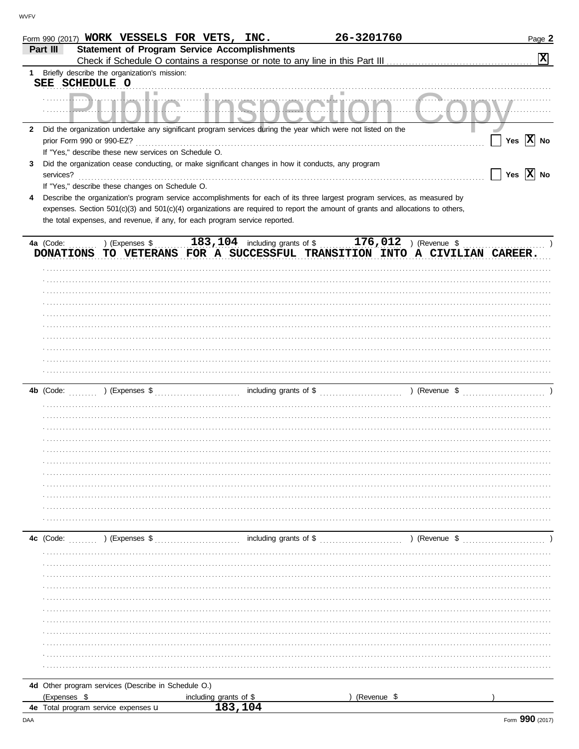Form 990 (2017) **WORK VESSELS FOR VETS, INC.** **26-3201760** Page **2**

## Part III Statement of Program Service Accomplishments

Check if Schedule O contains a response or note to any line in this Part III .......... **[X]**

**1** Briefly describe the organization's mission:

**SEE SCHEDULE O**

**2** Did the organization undertake any significant program services during the year which were not listed on the prior Form 990 or 990-EZ? .......... [ ] Yes **[X]** No

If "Yes," describe these new services on Schedule O.

**3** Did the organization cease conducting, or make significant changes in how it conducts, any program services? .......... [ ] Yes **[X]** No

If "Yes," describe these changes on Schedule O.

**4** Describe the organization's program service accomplishments for each of its three largest program services, as measured by expenses. Section 501(c)(3) and 501(c)(4) organizations are required to report the amount of grants and allocations to others, the total expenses, and revenue, if any, for each program service reported.

**4a** (Code: ) (Expenses $ **183,104** including grants of $ **176,012** ) (Revenue $ )

**DONATIONS TO VETERANS FOR A SUCCESSFUL TRANSITION INTO A CIVILIAN CAREER.**

**4b** (Code: ) (Expenses $ including grants of $ ) (Revenue $ )

**4c** (Code: ) (Expenses $ including grants of $ ) (Revenue $ )

**4d** Other program services (Describe in Schedule O.)

(Expenses $ including grants of $ ) (Revenue $ )

**4e** Total program service expenses **183,104**

DAA Form **990** (2017)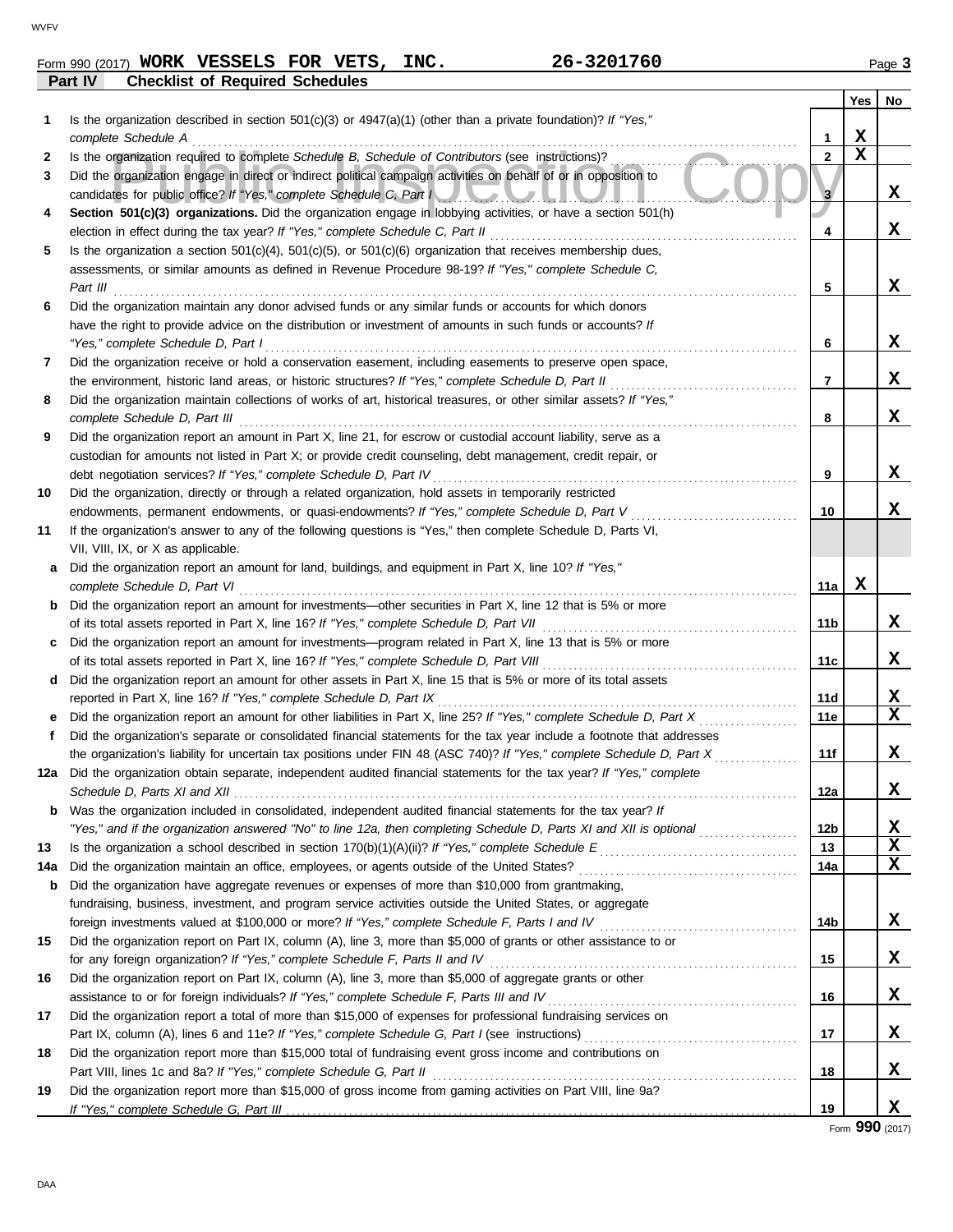Form 990 (2017) **WORK VESSELS FOR VETS, INC.** **26-3201760** Page 3

## Part IV Checklist of Required Schedules

| | | | Yes | No |
|---|---|---|---|---|
| **1** | Is the organization described in section 501(c)(3) or 4947(a)(1) (other than a private foundation)? *If "Yes," complete Schedule A* | **1** | X | |
| **2** | Is the organization required to complete *Schedule B, Schedule of Contributors* (see instructions)? | **2** | X | |
| **3** | Did the organization engage in direct or indirect political campaign activities on behalf of or in opposition to candidates for public office? *If "Yes," complete Schedule C, Part I* | **3** | | X |
| **4** | **Section 501(c)(3) organizations.** Did the organization engage in lobbying activities, or have a section 501(h) election in effect during the tax year? *If "Yes," complete Schedule C, Part II* | **4** | | X |
| **5** | Is the organization a section 501(c)(4), 501(c)(5), or 501(c)(6) organization that receives membership dues, assessments, or similar amounts as defined in Revenue Procedure 98-19? *If "Yes," complete Schedule C, Part III* | **5** | | X |
| **6** | Did the organization maintain any donor advised funds or any similar funds or accounts for which donors have the right to provide advice on the distribution or investment of amounts in such funds or accounts? *If "Yes," complete Schedule D, Part I* | **6** | | X |
| **7** | Did the organization receive or hold a conservation easement, including easements to preserve open space, the environment, historic land areas, or historic structures? *If "Yes," complete Schedule D, Part II* | **7** | | X |
| **8** | Did the organization maintain collections of works of art, historical treasures, or other similar assets? *If "Yes," complete Schedule D, Part III* | **8** | | X |
| **9** | Did the organization report an amount in Part X, line 21, for escrow or custodial account liability, serve as a custodian for amounts not listed in Part X; or provide credit counseling, debt management, credit repair, or debt negotiation services? *If "Yes," complete Schedule D, Part IV* | **9** | | X |
| **10** | Did the organization, directly or through a related organization, hold assets in temporarily restricted endowments, permanent endowments, or quasi-endowments? *If "Yes," complete Schedule D, Part V* | **10** | | X |
| **11** | If the organization's answer to any of the following questions is "Yes," then complete Schedule D, Parts VI, VII, VIII, IX, or X as applicable. | | | |
| **a** | Did the organization report an amount for land, buildings, and equipment in Part X, line 10? *If "Yes," complete Schedule D, Part VI* | **11a** | X | |
| **b** | Did the organization report an amount for investments—other securities in Part X, line 12 that is 5% or more of its total assets reported in Part X, line 16? *If "Yes," complete Schedule D, Part VII* | **11b** | | X |
| **c** | Did the organization report an amount for investments—program related in Part X, line 13 that is 5% or more of its total assets reported in Part X, line 16? *If "Yes," complete Schedule D, Part VIII* | **11c** | | X |
| **d** | Did the organization report an amount for other assets in Part X, line 15 that is 5% or more of its total assets reported in Part X, line 16? *If "Yes," complete Schedule D, Part IX* | **11d** | | X |
| **e** | Did the organization report an amount for other liabilities in Part X, line 25? *If "Yes," complete Schedule D, Part X* | **11e** | | X |
| **f** | Did the organization's separate or consolidated financial statements for the tax year include a footnote that addresses the organization's liability for uncertain tax positions under FIN 48 (ASC 740)? *If "Yes," complete Schedule D, Part X* | **11f** | | X |
| **12a** | Did the organization obtain separate, independent audited financial statements for the tax year? *If "Yes," complete Schedule D, Parts XI and XII* | **12a** | | X |
| **b** | Was the organization included in consolidated, independent audited financial statements for the tax year? *If "Yes," and if the organization answered "No" to line 12a, then completing Schedule D, Parts XI and XII is optional* | **12b** | | X |
| **13** | Is the organization a school described in section 170(b)(1)(A)(ii)? *If "Yes," complete Schedule E* | **13** | | X |
| **14a** | Did the organization maintain an office, employees, or agents outside of the United States? | **14a** | | X |
| **b** | Did the organization have aggregate revenues or expenses of more than $10,000 from grantmaking, fundraising, business, investment, and program service activities outside the United States, or aggregate foreign investments valued at $100,000 or more? *If "Yes," complete Schedule F, Parts I and IV* | **14b** | | X |
| **15** | Did the organization report on Part IX, column (A), line 3, more than $5,000 of grants or other assistance to or for any foreign organization? *If "Yes," complete Schedule F, Parts II and IV* | **15** | | X |
| **16** | Did the organization report on Part IX, column (A), line 3, more than $5,000 of aggregate grants or other assistance to or for foreign individuals? *If "Yes," complete Schedule F, Parts III and IV* | **16** | | X |
| **17** | Did the organization report a total of more than $15,000 of expenses for professional fundraising services on Part IX, column (A), lines 6 and 11e? *If "Yes," complete Schedule G, Part I* (see instructions) | **17** | | X |
| **18** | Did the organization report more than $15,000 total of fundraising event gross income and contributions on Part VIII, lines 1c and 8a? *If "Yes," complete Schedule G, Part II* | **18** | | X |
| **19** | Did the organization report more than $15,000 of gross income from gaming activities on Part VIII, line 9a? *If "Yes," complete Schedule G, Part III* | **19** | | X |

Form **990** (2017)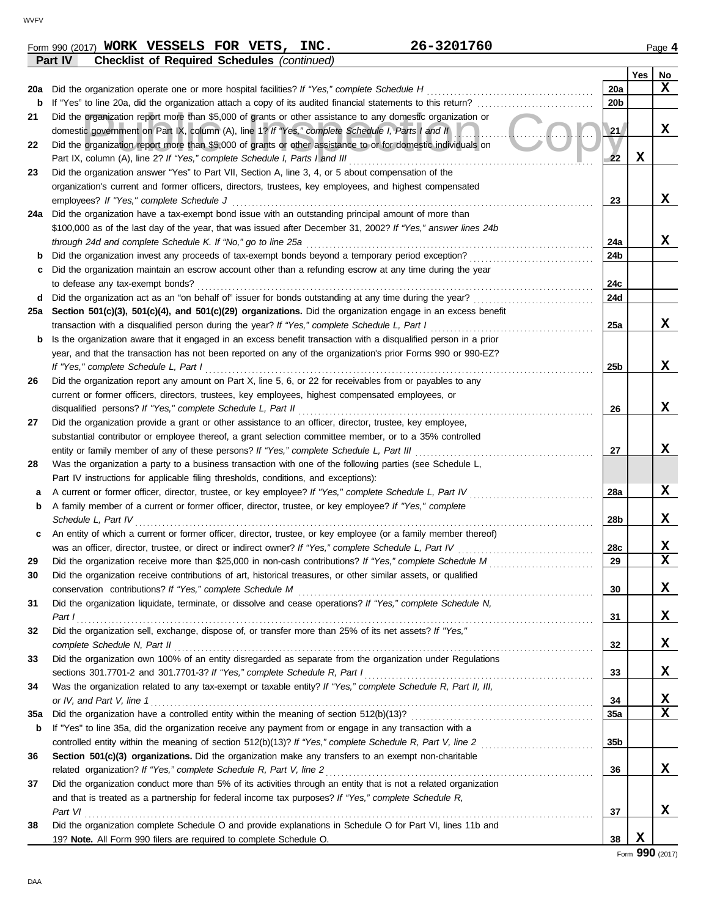Form 990 (2017) **WORK VESSELS FOR VETS, INC.** 26-3201760

**Part IV Checklist of Required Schedules** *(continued)*

| | | | Yes | No |
|---|---|---|---|---|
| 20a | Did the organization operate one or more hospital facilities? *If "Yes," complete Schedule H* | 20a | | X |
| b | If "Yes" to line 20a, did the organization attach a copy of its audited financial statements to this return? | 20b | | |
| 21 | Did the organization report more than $5,000 of grants or other assistance to any domestic organization or domestic government on Part IX, column (A), line 1? *If "Yes," complete Schedule I, Parts I and II* | 21 | | X |
| 22 | Did the organization report more than $5,000 of grants or other assistance to or for domestic individuals on Part IX, column (A), line 2? *If "Yes," complete Schedule I, Parts I and III* | 22 | X | |
| 23 | Did the organization answer "Yes" to Part VII, Section A, line 3, 4, or 5 about compensation of the organization's current and former officers, directors, trustees, key employees, and highest compensated employees? *If "Yes," complete Schedule J* | 23 | | X |
| 24a | Did the organization have a tax-exempt bond issue with an outstanding principal amount of more than $100,000 as of the last day of the year, that was issued after December 31, 2002? *If "Yes," answer lines 24b through 24d and complete Schedule K. If "No," go to line 25a* | 24a | | X |
| b | Did the organization invest any proceeds of tax-exempt bonds beyond a temporary period exception? | 24b | | |
| c | Did the organization maintain an escrow account other than a refunding escrow at any time during the year to defease any tax-exempt bonds? | 24c | | |
| d | Did the organization act as an "on behalf of" issuer for bonds outstanding at any time during the year? | 24d | | |
| 25a | **Section 501(c)(3), 501(c)(4), and 501(c)(29) organizations.** Did the organization engage in an excess benefit transaction with a disqualified person during the year? *If "Yes," complete Schedule L, Part I* | 25a | | X |
| b | Is the organization aware that it engaged in an excess benefit transaction with a disqualified person in a prior year, and that the transaction has not been reported on any of the organization's prior Forms 990 or 990-EZ? *If "Yes," complete Schedule L, Part I* | 25b | | X |
| 26 | Did the organization report any amount on Part X, line 5, 6, or 22 for receivables from or payables to any current or former officers, directors, trustees, key employees, highest compensated employees, or disqualified persons? *If "Yes," complete Schedule L, Part II* | 26 | | X |
| 27 | Did the organization provide a grant or other assistance to an officer, director, trustee, key employee, substantial contributor or employee thereof, a grant selection committee member, or to a 35% controlled entity or family member of any of these persons? *If "Yes," complete Schedule L, Part III* | 27 | | X |
| 28 | Was the organization a party to a business transaction with one of the following parties (see Schedule L, Part IV instructions for applicable filing thresholds, conditions, and exceptions): | | | |
| a | A current or former officer, director, trustee, or key employee? *If "Yes," complete Schedule L, Part IV* | 28a | | X |
| b | A family member of a current or former officer, director, trustee, or key employee? *If "Yes," complete Schedule L, Part IV* | 28b | | X |
| c | An entity of which a current or former officer, director, trustee, or key employee (or a family member thereof) was an officer, director, trustee, or direct or indirect owner? *If "Yes," complete Schedule L, Part IV* | 28c | | X |
| 29 | Did the organization receive more than $25,000 in non-cash contributions? *If "Yes," complete Schedule M* | 29 | | X |
| 30 | Did the organization receive contributions of art, historical treasures, or other similar assets, or qualified conservation contributions? *If "Yes," complete Schedule M* | 30 | | X |
| 31 | Did the organization liquidate, terminate, or dissolve and cease operations? *If "Yes," complete Schedule N, Part I* | 31 | | X |
| 32 | Did the organization sell, exchange, dispose of, or transfer more than 25% of its net assets? *If "Yes," complete Schedule N, Part II* | 32 | | X |
| 33 | Did the organization own 100% of an entity disregarded as separate from the organization under Regulations sections 301.7701-2 and 301.7701-3? *If "Yes," complete Schedule R, Part I* | 33 | | X |
| 34 | Was the organization related to any tax-exempt or taxable entity? *If "Yes," complete Schedule R, Part II, III, or IV, and Part V, line 1* | 34 | | X |
| 35a | Did the organization have a controlled entity within the meaning of section 512(b)(13)? | 35a | | X |
| b | If "Yes" to line 35a, did the organization receive any payment from or engage in any transaction with a controlled entity within the meaning of section 512(b)(13)? *If "Yes," complete Schedule R, Part V, line 2* | 35b | | |
| 36 | **Section 501(c)(3) organizations.** Did the organization make any transfers to an exempt non-charitable related organization? *If "Yes," complete Schedule R, Part V, line 2* | 36 | | X |
| 37 | Did the organization conduct more than 5% of its activities through an entity that is not a related organization and that is treated as a partnership for federal income tax purposes? *If "Yes," complete Schedule R, Part VI* | 37 | | X |
| 38 | Did the organization complete Schedule O and provide explanations in Schedule O for Part VI, lines 11b and 19? **Note.** All Form 990 filers are required to complete Schedule O. | 38 | X | |

Form **990** (2017)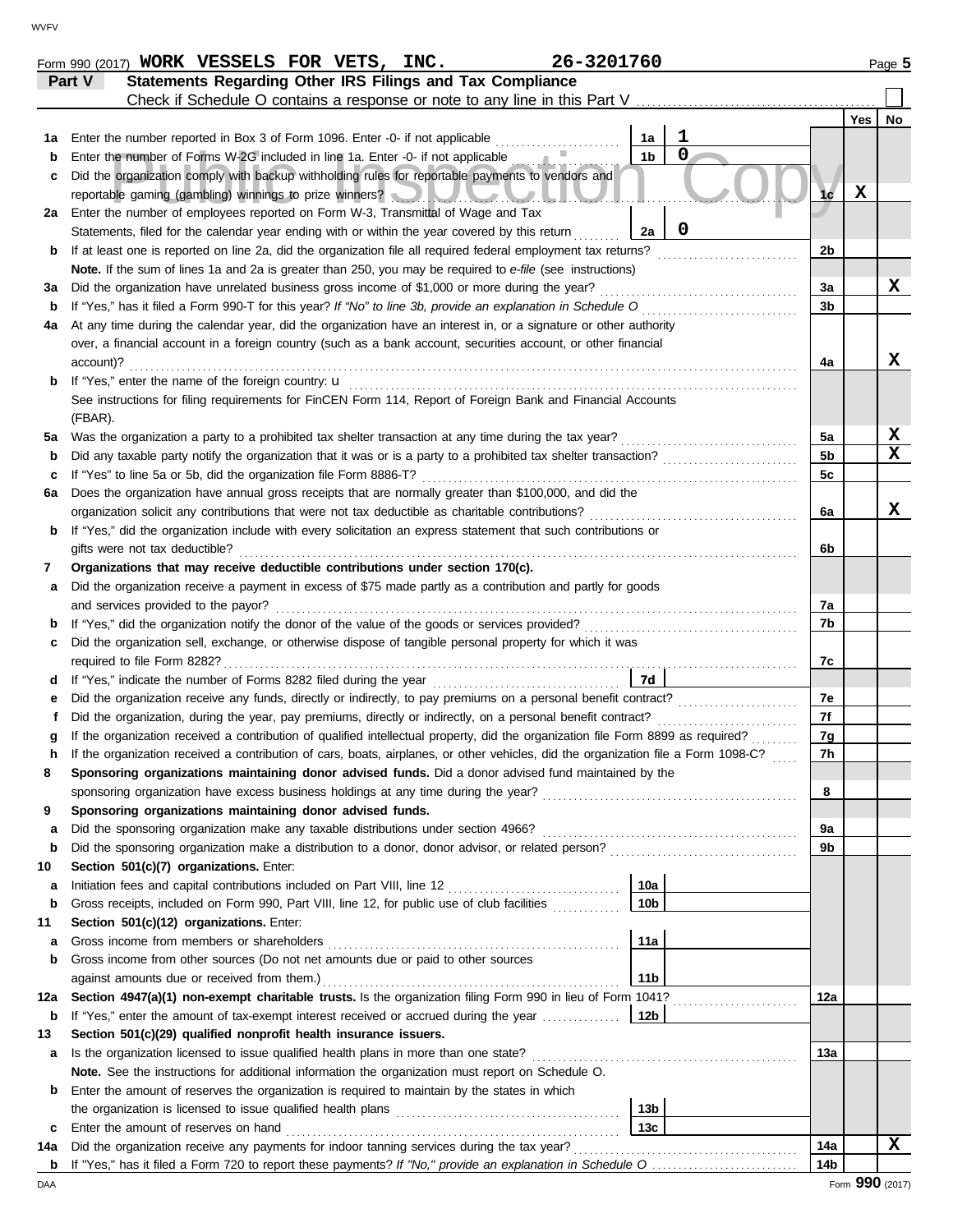Form 990 (2017) **WORK VESSELS FOR VETS, INC.** **26-3201760** Page 5

## Part V — Statements Regarding Other IRS Filings and Tax Compliance

Check if Schedule O contains a response or note to any line in this Part V . . . . . . ☐

| | | | | | Yes | No |
|---|---|---|---|---|---|---|
| **1a** | Enter the number reported in Box 3 of Form 1096. Enter -0- if not applicable | 1a | 1 | | | |
| **b** | Enter the number of Forms W-2G included in line 1a. Enter -0- if not applicable | 1b | 0 | | | |
| **c** | Did the organization comply with backup withholding rules for reportable payments to vendors and reportable gaming (gambling) winnings to prize winners? | | | 1c | X | |
| **2a** | Enter the number of employees reported on Form W-3, Transmittal of Wage and Tax Statements, filed for the calendar year ending with or within the year covered by this return | 2a | 0 | | | |
| **b** | If at least one is reported on line 2a, did the organization file all required federal employment tax returns? | | | 2b | | |
| | **Note.** If the sum of lines 1a and 2a is greater than 250, you may be required to *e-file* (see instructions) | | | | | |
| **3a** | Did the organization have unrelated business gross income of $1,000 or more during the year? | | | 3a | | X |
| **b** | If "Yes," has it filed a Form 990-T for this year? *If "No" to line 3b, provide an explanation in Schedule O* | | | 3b | | |
| **4a** | At any time during the calendar year, did the organization have an interest in, or a signature or other authority over, a financial account in a foreign country (such as a bank account, securities account, or other financial account)? | | | 4a | | X |
| **b** | If "Yes," enter the name of the foreign country: u | | | | | |
| | See instructions for filing requirements for FinCEN Form 114, Report of Foreign Bank and Financial Accounts (FBAR). | | | | | |
| **5a** | Was the organization a party to a prohibited tax shelter transaction at any time during the tax year? | | | 5a | | X |
| **b** | Did any taxable party notify the organization that it was or is a party to a prohibited tax shelter transaction? | | | 5b | | X |
| **c** | If "Yes" to line 5a or 5b, did the organization file Form 8886-T? | | | 5c | | |
| **6a** | Does the organization have annual gross receipts that are normally greater than $100,000, and did the organization solicit any contributions that were not tax deductible as charitable contributions? | | | 6a | | X |
| **b** | If "Yes," did the organization include with every solicitation an express statement that such contributions or gifts were not tax deductible? | | | 6b | | |
| **7** | **Organizations that may receive deductible contributions under section 170(c).** | | | | | |
| **a** | Did the organization receive a payment in excess of $75 made partly as a contribution and partly for goods and services provided to the payor? | | | 7a | | |
| **b** | If "Yes," did the organization notify the donor of the value of the goods or services provided? | | | 7b | | |
| **c** | Did the organization sell, exchange, or otherwise dispose of tangible personal property for which it was required to file Form 8282? | | | 7c | | |
| **d** | If "Yes," indicate the number of Forms 8282 filed during the year | 7d | | | | |
| **e** | Did the organization receive any funds, directly or indirectly, to pay premiums on a personal benefit contract? | | | 7e | | |
| **f** | Did the organization, during the year, pay premiums, directly or indirectly, on a personal benefit contract? | | | 7f | | |
| **g** | If the organization received a contribution of qualified intellectual property, did the organization file Form 8899 as required? | | | 7g | | |
| **h** | If the organization received a contribution of cars, boats, airplanes, or other vehicles, did the organization file a Form 1098-C? | | | 7h | | |
| **8** | **Sponsoring organizations maintaining donor advised funds.** Did a donor advised fund maintained by the sponsoring organization have excess business holdings at any time during the year? | | | 8 | | |
| **9** | **Sponsoring organizations maintaining donor advised funds.** | | | | | |
| **a** | Did the sponsoring organization make any taxable distributions under section 4966? | | | 9a | | |
| **b** | Did the sponsoring organization make a distribution to a donor, donor advisor, or related person? | | | 9b | | |
| **10** | **Section 501(c)(7) organizations.** Enter: | | | | | |
| **a** | Initiation fees and capital contributions included on Part VIII, line 12 | 10a | | | | |
| **b** | Gross receipts, included on Form 990, Part VIII, line 12, for public use of club facilities | 10b | | | | |
| **11** | **Section 501(c)(12) organizations.** Enter: | | | | | |
| **a** | Gross income from members or shareholders | 11a | | | | |
| **b** | Gross income from other sources (Do not net amounts due or paid to other sources against amounts due or received from them.) | 11b | | | | |
| **12a** | **Section 4947(a)(1) non-exempt charitable trusts.** Is the organization filing Form 990 in lieu of Form 1041? | | | 12a | | |
| **b** | If "Yes," enter the amount of tax-exempt interest received or accrued during the year | 12b | | | | |
| **13** | **Section 501(c)(29) qualified nonprofit health insurance issuers.** | | | | | |
| **a** | Is the organization licensed to issue qualified health plans in more than one state? | | | 13a | | |
| | **Note.** See the instructions for additional information the organization must report on Schedule O. | | | | | |
| **b** | Enter the amount of reserves the organization is required to maintain by the states in which the organization is licensed to issue qualified health plans | 13b | | | | |
| **c** | Enter the amount of reserves on hand | 13c | | | | |
| **14a** | Did the organization receive any payments for indoor tanning services during the tax year? | | | 14a | | X |
| **b** | If "Yes," has it filed a Form 720 to report these payments? *If "No," provide an explanation in Schedule O* | | | 14b | | |

Form **990** (2017)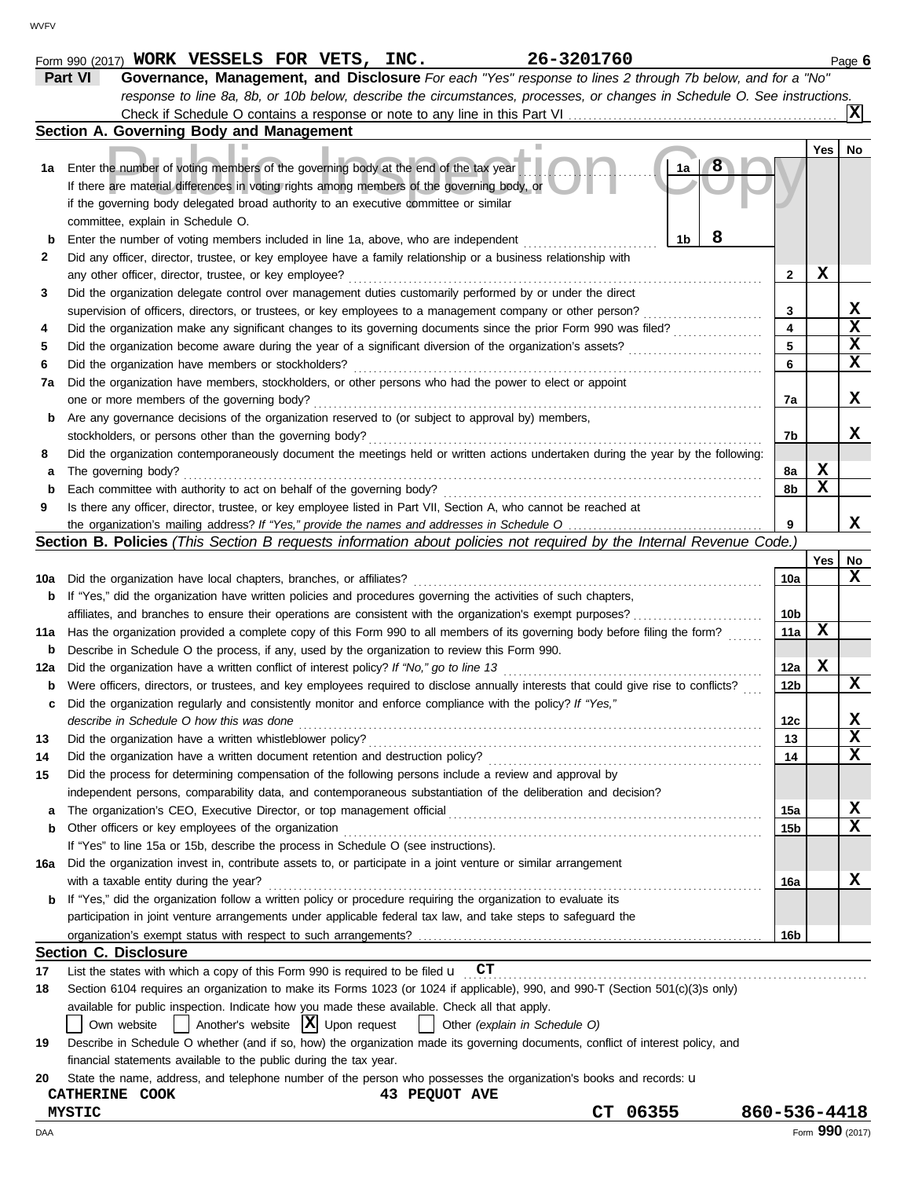Form 990 (2017) **WORK VESSELS FOR VETS, INC.** **26-3201760** Page **6**

## Part VI Governance, Management, and Disclosure

*For each "Yes" response to lines 2 through 7b below, and for a "No" response to line 8a, 8b, or 10b below, describe the circumstances, processes, or changes in Schedule O. See instructions.*

Check if Schedule O contains a response or note to any line in this Part VI .......... **X**

### Section A. Governing Body and Management

| | | | Yes | No |
|---|---|---|---|---|
| **1a** | Enter the number of voting members of the governing body at the end of the tax year .......... **1a** **8**<br>If there are material differences in voting rights among members of the governing body, or if the governing body delegated broad authority to an executive committee or similar committee, explain in Schedule O. | | | |
| **b** | Enter the number of voting members included in line 1a, above, who are independent .......... **1b** **8** | | | |
| **2** | Did any officer, director, trustee, or key employee have a family relationship or a business relationship with any other officer, director, trustee, or key employee? | **2** | **X** | |
| **3** | Did the organization delegate control over management duties customarily performed by or under the direct supervision of officers, directors, or trustees, or key employees to a management company or other person? | **3** | | **X** |
| **4** | Did the organization make any significant changes to its governing documents since the prior Form 990 was filed? | **4** | | **X** |
| **5** | Did the organization become aware during the year of a significant diversion of the organization's assets? | **5** | | **X** |
| **6** | Did the organization have members or stockholders? | **6** | | **X** |
| **7a** | Did the organization have members, stockholders, or other persons who had the power to elect or appoint one or more members of the governing body? | **7a** | | **X** |
| **b** | Are any governance decisions of the organization reserved to (or subject to approval by) members, stockholders, or persons other than the governing body? | **7b** | | **X** |
| **8** | Did the organization contemporaneously document the meetings held or written actions undertaken during the year by the following: | | | |
| **a** | The governing body? | **8a** | **X** | |
| **b** | Each committee with authority to act on behalf of the governing body? | **8b** | **X** | |
| **9** | Is there any officer, director, trustee, or key employee listed in Part VII, Section A, who cannot be reached at the organization's mailing address? *If "Yes," provide the names and addresses in Schedule O* | **9** | | **X** |

### Section B. Policies *(This Section B requests information about policies not required by the Internal Revenue Code.)*

| | | | Yes | No |
|---|---|---|---|---|
| **10a** | Did the organization have local chapters, branches, or affiliates? | **10a** | | **X** |
| **b** | If "Yes," did the organization have written policies and procedures governing the activities of such chapters, affiliates, and branches to ensure their operations are consistent with the organization's exempt purposes? | **10b** | | |
| **11a** | Has the organization provided a complete copy of this Form 990 to all members of its governing body before filing the form? | **11a** | **X** | |
| **b** | Describe in Schedule O the process, if any, used by the organization to review this Form 990. | | | |
| **12a** | Did the organization have a written conflict of interest policy? *If "No," go to line 13* | **12a** | **X** | |
| **b** | Were officers, directors, or trustees, and key employees required to disclose annually interests that could give rise to conflicts? | **12b** | | **X** |
| **c** | Did the organization regularly and consistently monitor and enforce compliance with the policy? *If "Yes," describe in Schedule O how this was done* | **12c** | | **X** |
| **13** | Did the organization have a written whistleblower policy? | **13** | | **X** |
| **14** | Did the organization have a written document retention and destruction policy? | **14** | | **X** |
| **15** | Did the process for determining compensation of the following persons include a review and approval by independent persons, comparability data, and contemporaneous substantiation of the deliberation and decision? | | | |
| **a** | The organization's CEO, Executive Director, or top management official | **15a** | | **X** |
| **b** | Other officers or key employees of the organization | **15b** | | **X** |
| | If "Yes" to line 15a or 15b, describe the process in Schedule O (see instructions). | | | |
| **16a** | Did the organization invest in, contribute assets to, or participate in a joint venture or similar arrangement with a taxable entity during the year? | **16a** | | **X** |
| **b** | If "Yes," did the organization follow a written policy or procedure requiring the organization to evaluate its participation in joint venture arrangements under applicable federal tax law, and take steps to safeguard the organization's exempt status with respect to such arrangements? | **16b** | | |

### Section C. Disclosure

**17** List the states with which a copy of this Form 990 is required to be filed u **CT**

**18** Section 6104 requires an organization to make its Forms 1023 (or 1024 if applicable), 990, and 990-T (Section 501(c)(3)s only) available for public inspection. Indicate how you made these available. Check all that apply.

☐ Own website ☐ Another's website ☒ Upon request ☐ Other *(explain in Schedule O)*

**19** Describe in Schedule O whether (and if so, how) the organization made its governing documents, conflict of interest policy, and financial statements available to the public during the tax year.

**20** State the name, address, and telephone number of the person who possesses the organization's books and records: u

**CATHERINE COOK** **43 PEQUOT AVE**
**MYSTIC** **CT 06355** **860-536-4418**

DAA Form **990** (2017)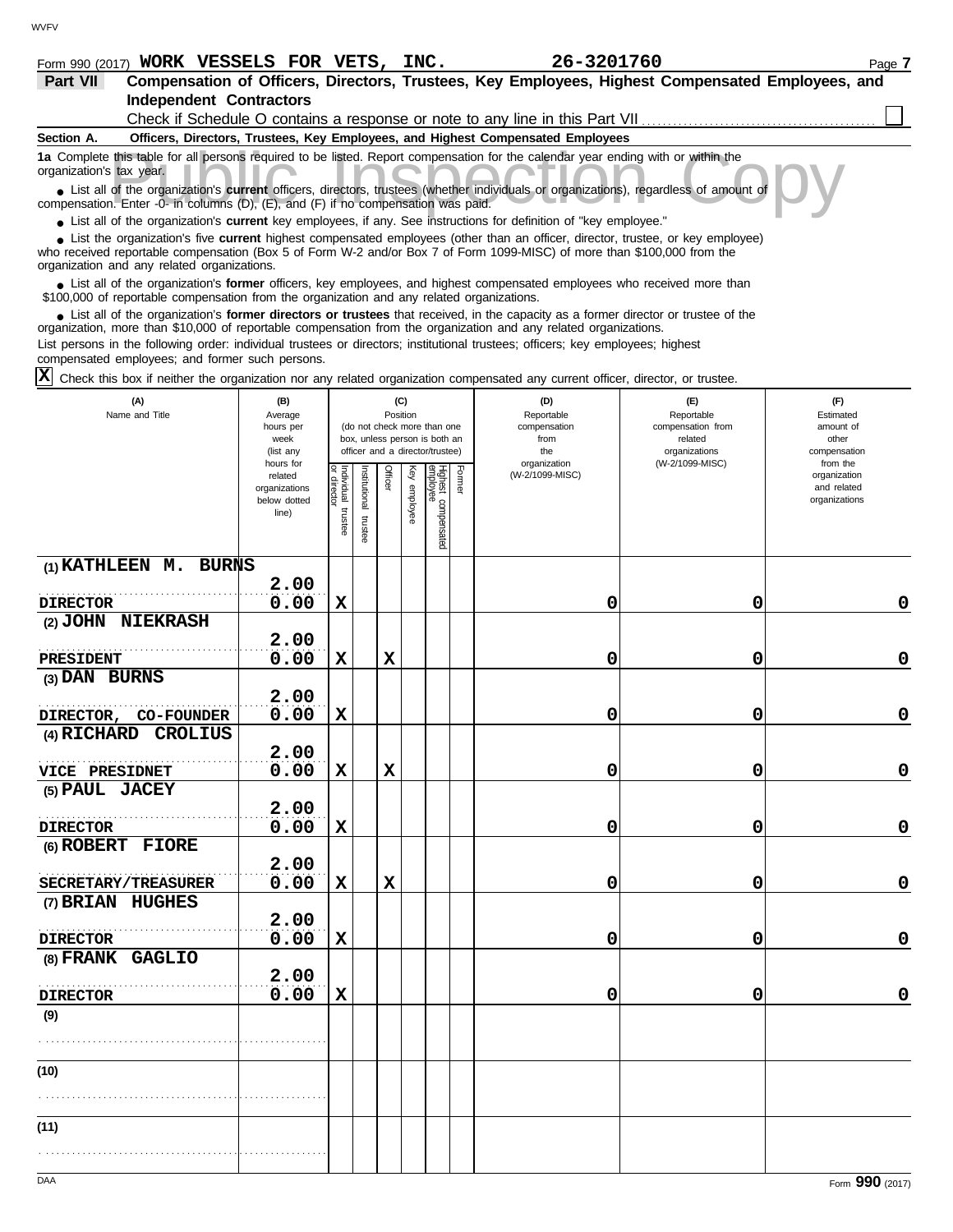Form 990 (2017) **WORK VESSELS FOR VETS, INC.** **26-3201760** Page **7**

## Part VII Compensation of Officers, Directors, Trustees, Key Employees, Highest Compensated Employees, and Independent Contractors

Check if Schedule O contains a response or note to any line in this Part VII ☐

### Section A. Officers, Directors, Trustees, Key Employees, and Highest Compensated Employees

**1a** Complete this table for all persons required to be listed. Report compensation for the calendar year ending with or within the organization's tax year.

- List all of the organization's **current** officers, directors, trustees (whether individuals or organizations), regardless of amount of compensation. Enter -0- in columns (D), (E), and (F) if no compensation was paid.
- List all of the organization's **current** key employees, if any. See instructions for definition of "key employee."
- List the organization's five **current** highest compensated employees (other than an officer, director, trustee, or key employee) who received reportable compensation (Box 5 of Form W-2 and/or Box 7 of Form 1099-MISC) of more than $100,000 from the organization and any related organizations.
- List all of the organization's **former** officers, key employees, and highest compensated employees who received more than $100,000 of reportable compensation from the organization and any related organizations.
- List all of the organization's **former directors or trustees** that received, in the capacity as a former director or trustee of the organization, more than $10,000 of reportable compensation from the organization and any related organizations.

List persons in the following order: individual trustees or directors; institutional trustees; officers; key employees; highest compensated employees; and former such persons.

☒ Check this box if neither the organization nor any related organization compensated any current officer, director, or trustee.

| (A) Name and Title | (B) Average hours per week (list any hours for related organizations below dotted line) | (C) Position (do not check more than one box, unless person is both an officer and a director/trustee): Individual trustee or director | Institutional trustee | Officer | Key employee | Highest compensated employee | Former | (D) Reportable compensation from the organization (W-2/1099-MISC) | (E) Reportable compensation from related organizations (W-2/1099-MISC) | (F) Estimated amount of other compensation from the organization and related organizations |
|---|---|---|---|---|---|---|---|---|---|---|
| (1) KATHLEEN M. BURNS<br>DIRECTOR | 2.00<br>0.00 | X | | | | | | 0 | 0 | 0 |
| (2) JOHN NIEKRASH<br>PRESIDENT | 2.00<br>0.00 | X | | X | | | | 0 | 0 | 0 |
| (3) DAN BURNS<br>DIRECTOR, CO-FOUNDER | 2.00<br>0.00 | X | | | | | | 0 | 0 | 0 |
| (4) RICHARD CROLIUS<br>VICE PRESIDNET | 2.00<br>0.00 | X | | X | | | | 0 | 0 | 0 |
| (5) PAUL JACEY<br>DIRECTOR | 2.00<br>0.00 | X | | | | | | 0 | 0 | 0 |
| (6) ROBERT FIORE<br>SECRETARY/TREASURER | 2.00<br>0.00 | X | | X | | | | 0 | 0 | 0 |
| (7) BRIAN HUGHES<br>DIRECTOR | 2.00<br>0.00 | X | | | | | | 0 | 0 | 0 |
| (8) FRANK GAGLIO<br>DIRECTOR | 2.00<br>0.00 | X | | | | | | 0 | 0 | 0 |
| (9) | | | | | | | | | | |
| (10) | | | | | | | | | | |
| (11) | | | | | | | | | | |

Form **990** (2017)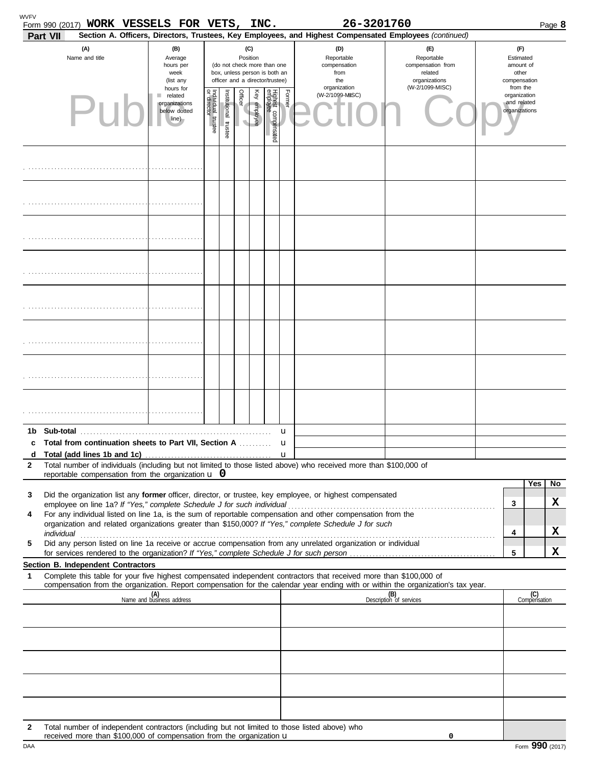Form 990 (2017) **WORK VESSELS FOR VETS, INC.** 26-3201760 Page **8**

**Part VII** **Section A. Officers, Directors, Trustees, Key Employees, and Highest Compensated Employees** *(continued)*

Public Inspection Copy

| (A) Name and title | (B) Average hours per week (list any hours for related organizations below dotted line) | (C) Position (do not check more than one box, unless person is both an officer and a director/trustee) | | | | | | (D) Reportable compensation from the organization (W-2/1099-MISC) | (E) Reportable compensation from related organizations (W-2/1099-MISC) | (F) Estimated amount of other compensation from the organization and related organizations |
|---|---|---|---|---|---|---|---|---|---|---|
| | | Individual trustee or director | Institutional trustee | Officer | Key employee | Highest compensated employee | Former | | | |
| | | | | | | | | | | |
| | | | | | | | | | | |
| | | | | | | | | | | |
| | | | | | | | | | | |
| | | | | | | | | | | |
| | | | | | | | | | | |
| | | | | | | | | | | |
| | | | | | | | | | | |

**1b Sub-total** u

**c Total from continuation sheets to Part VII, Section A** u

**d Total (add lines 1b and 1c)** u

**2** Total number of individuals (including but not limited to those listed above) who received more than $100,000 of reportable compensation from the organization u **0**

| | | | Yes | No |
|---|---|---|---|---|
| 3 | Did the organization list any **former** officer, director, or trustee, key employee, or highest compensated employee on line 1a? *If "Yes," complete Schedule J for such individual* | 3 | | X |
| 4 | For any individual listed on line 1a, is the sum of reportable compensation and other compensation from the organization and related organizations greater than $150,000? *If "Yes," complete Schedule J for such individual* | 4 | | X |
| 5 | Did any person listed on line 1a receive or accrue compensation from any unrelated organization or individual for services rendered to the organization? *If "Yes," complete Schedule J for such person* | 5 | | X |

**Section B. Independent Contractors**

**1** Complete this table for your five highest compensated independent contractors that received more than $100,000 of compensation from the organization. Report compensation for the calendar year ending with or within the organization's tax year.

| (A) Name and business address | (B) Description of services | (C) Compensation |
|---|---|---|
| | | |
| | | |
| | | |
| | | |
| | | |

**2** Total number of independent contractors (including but not limited to those listed above) who received more than $100,000 of compensation from the organization u **0**

DAA Form **990** (2017)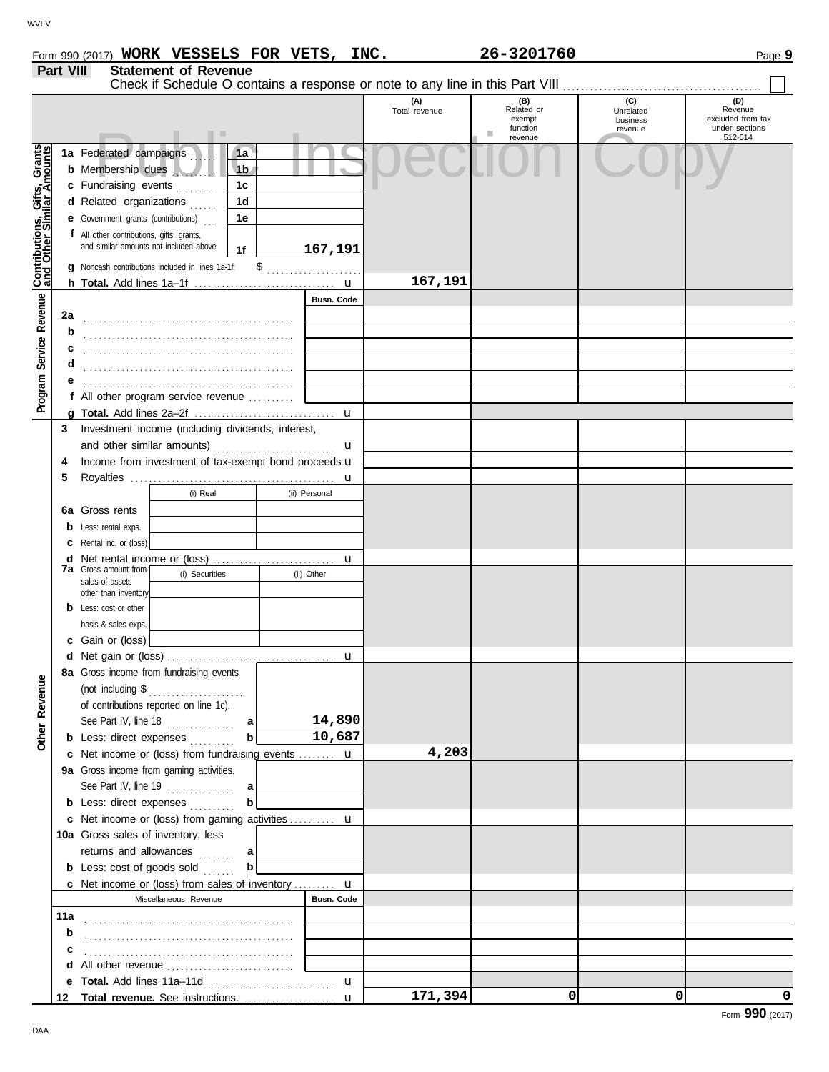Form 990 (2017) **WORK VESSELS FOR VETS, INC.** **26-3201760** Page **9**

## Part VIII Statement of Revenue

Check if Schedule O contains a response or note to any line in this Part VIII ☐

| | | | (A) Total revenue | (B) Related or exempt function revenue | (C) Unrelated business revenue | (D) Revenue excluded from tax under sections 512-514 |
|---|---|---|---|---|---|---|
| **Contributions, Gifts, Grants and Other Similar Amounts** | 1a Federated campaigns | 1a | | | | |
| | b Membership dues | 1b | | | | |
| | c Fundraising events | 1c | | | | |
| | d Related organizations | 1d | | | | |
| | e Government grants (contributions) | 1e | | | | |
| | f All other contributions, gifts, grants, and similar amounts not included above | 1f 167,191 | | | | |
| | g Noncash contributions included in lines 1a-1f: $ | | | | | |
| | h **Total.** Add lines 1a–1f | | 167,191 | | | |
| **Program Service Revenue** | | Busn. Code | | | | |
| | 2a | | | | | |
| | b | | | | | |
| | c | | | | | |
| | d | | | | | |
| | e | | | | | |
| | f All other program service revenue | | | | | |
| | g **Total.** Add lines 2a–2f | | | | | |
| **Other Revenue** | 3 Investment income (including dividends, interest, and other similar amounts) | | | | | |
| | 4 Income from investment of tax-exempt bond proceeds | | | | | |
| | 5 Royalties | | | | | |
| | | (i) Real / (ii) Personal | | | | |
| | 6a Gross rents | | | | | |
| | b Less: rental exps. | | | | | |
| | c Rental inc. or (loss) | | | | | |
| | d Net rental income or (loss) | | | | | |
| | 7a Gross amount from sales of assets other than inventory | (i) Securities / (ii) Other | | | | |
| | b Less: cost or other basis & sales exps. | | | | | |
| | c Gain or (loss) | | | | | |
| | d Net gain or (loss) | | | | | |
| | 8a Gross income from fundraising events (not including $ of contributions reported on line 1c). See Part IV, line 18 | a 14,890 | | | | |
| | b Less: direct expenses | b 10,687 | | | | |
| | c Net income or (loss) from fundraising events | | 4,203 | | | |
| | 9a Gross income from gaming activities. See Part IV, line 19 | a | | | | |
| | b Less: direct expenses | b | | | | |
| | c Net income or (loss) from gaming activities | | | | | |
| | 10a Gross sales of inventory, less returns and allowances | a | | | | |
| | b Less: cost of goods sold | b | | | | |
| | c Net income or (loss) from sales of inventory | | | | | |
| | Miscellaneous Revenue | Busn. Code | | | | |
| | 11a | | | | | |
| | b | | | | | |
| | c | | | | | |
| | d All other revenue | | | | | |
| | e **Total.** Add lines 11a–11d | | | | | |
| | 12 **Total revenue.** See instructions. | | 171,394 | 0 | 0 | 0 |

Form **990** (2017)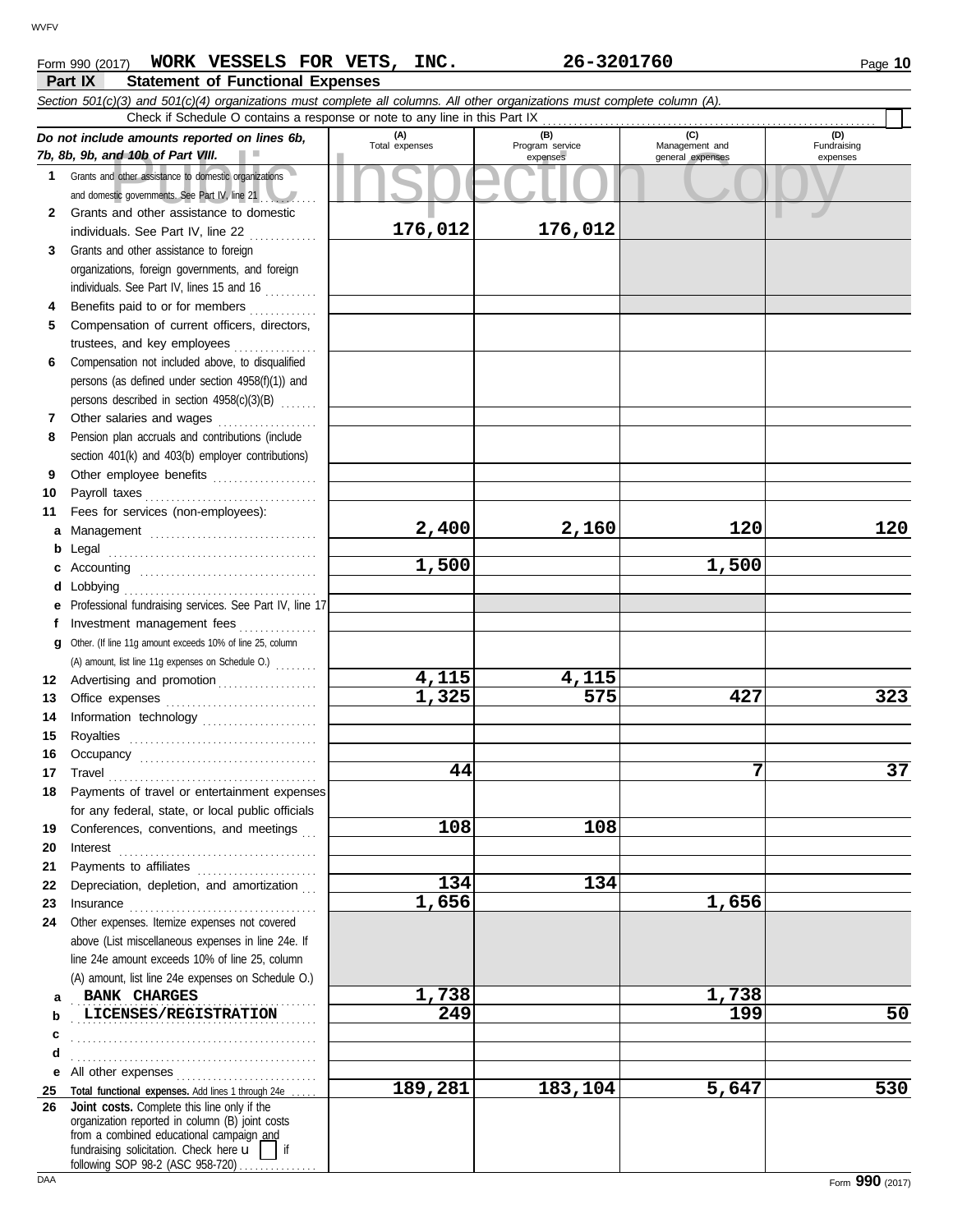Form 990 (2017) **WORK VESSELS FOR VETS, INC.** **26-3201760**

## Part IX Statement of Functional Expenses

*Section 501(c)(3) and 501(c)(4) organizations must complete all columns. All other organizations must complete column (A).*

Check if Schedule O contains a response or note to any line in this Part IX ☐

| *Do not include amounts reported on lines 6b, 7b, 8b, 9b, and 10b of Part VIII.* | (A) Total expenses | (B) Program service expenses | (C) Management and general expenses | (D) Fundraising expenses |
|---|---|---|---|---|
| **1** Grants and other assistance to domestic organizations and domestic governments. See Part IV, line 21 | | | | |
| **2** Grants and other assistance to domestic individuals. See Part IV, line 22 | 176,012 | 176,012 | | |
| **3** Grants and other assistance to foreign organizations, foreign governments, and foreign individuals. See Part IV, lines 15 and 16 | | | | |
| **4** Benefits paid to or for members | | | | |
| **5** Compensation of current officers, directors, trustees, and key employees | | | | |
| **6** Compensation not included above, to disqualified persons (as defined under section 4958(f)(1)) and persons described in section 4958(c)(3)(B) | | | | |
| **7** Other salaries and wages | | | | |
| **8** Pension plan accruals and contributions (include section 401(k) and 403(b) employer contributions) | | | | |
| **9** Other employee benefits | | | | |
| **10** Payroll taxes | | | | |
| **11** Fees for services (non-employees): | | | | |
| **a** Management | 2,400 | 2,160 | 120 | 120 |
| **b** Legal | | | | |
| **c** Accounting | 1,500 | | 1,500 | |
| **d** Lobbying | | | | |
| **e** Professional fundraising services. See Part IV, line 17 | | | | |
| **f** Investment management fees | | | | |
| **g** Other. (If line 11g amount exceeds 10% of line 25, column (A) amount, list line 11g expenses on Schedule O.) | | | | |
| **12** Advertising and promotion | 4,115 | 4,115 | | |
| **13** Office expenses | 1,325 | 575 | 427 | 323 |
| **14** Information technology | | | | |
| **15** Royalties | | | | |
| **16** Occupancy | | | | |
| **17** Travel | 44 | | 7 | 37 |
| **18** Payments of travel or entertainment expenses for any federal, state, or local public officials | | | | |
| **19** Conferences, conventions, and meetings | 108 | 108 | | |
| **20** Interest | | | | |
| **21** Payments to affiliates | | | | |
| **22** Depreciation, depletion, and amortization | 134 | 134 | | |
| **23** Insurance | 1,656 | | 1,656 | |
| **24** Other expenses. Itemize expenses not covered above (List miscellaneous expenses in line 24e. If line 24e amount exceeds 10% of line 25, column (A) amount, list line 24e expenses on Schedule O.) | | | | |
| **a** BANK CHARGES | 1,738 | | 1,738 | |
| **b** LICENSES/REGISTRATION | 249 | | 199 | 50 |
| **c** | | | | |
| **d** | | | | |
| **e** All other expenses | | | | |
| **25** **Total functional expenses.** Add lines 1 through 24e | 189,281 | 183,104 | 5,647 | 530 |
| **26** **Joint costs.** Complete this line only if the organization reported in column (B) joint costs from a combined educational campaign and fundraising solicitation. Check here ☐ if following SOP 98-2 (ASC 958-720) | | | | |

Form **990** (2017)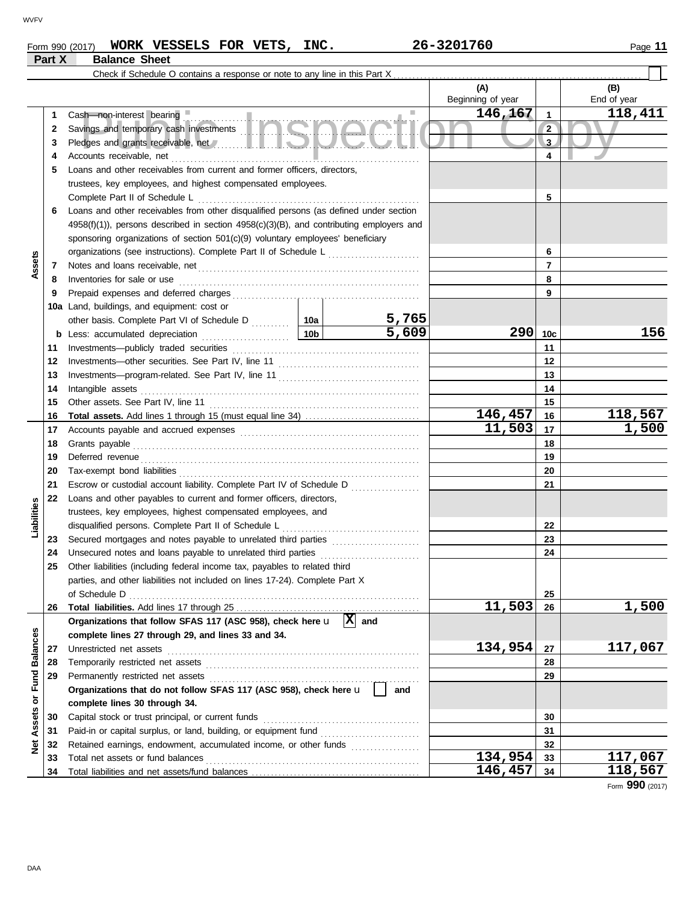Form 990 (2017) **WORK VESSELS FOR VETS, INC.** 26-3201760

## Part X Balance Sheet

Check if Schedule O contains a response or note to any line in this Part X ☐

| | | Description | | | (A) Beginning of year | | (B) End of year |
|---|---|---|---|---|---|---|---|
| Assets | 1 | Cash—non-interest bearing | | | 146,167 | 1 | 118,411 |
| | 2 | Savings and temporary cash investments | | | | 2 | |
| | 3 | Pledges and grants receivable, net | | | | 3 | |
| | 4 | Accounts receivable, net | | | | 4 | |
| | 5 | Loans and other receivables from current and former officers, directors, trustees, key employees, and highest compensated employees. Complete Part II of Schedule L | | | | 5 | |
| | 6 | Loans and other receivables from other disqualified persons (as defined under section 4958(f)(1)), persons described in section 4958(c)(3)(B), and contributing employers and sponsoring organizations of section 501(c)(9) voluntary employees' beneficiary organizations (see instructions). Complete Part II of Schedule L | | | | 6 | |
| | 7 | Notes and loans receivable, net | | | | 7 | |
| | 8 | Inventories for sale or use | | | | 8 | |
| | 9 | Prepaid expenses and deferred charges | | | | 9 | |
| | 10a | Land, buildings, and equipment: cost or other basis. Complete Part VI of Schedule D | 10a | 5,765 | | | |
| | b | Less: accumulated depreciation | 10b | 5,609 | 290 | 10c | 156 |
| | 11 | Investments—publicly traded securities | | | | 11 | |
| | 12 | Investments—other securities. See Part IV, line 11 | | | | 12 | |
| | 13 | Investments—program-related. See Part IV, line 11 | | | | 13 | |
| | 14 | Intangible assets | | | | 14 | |
| | 15 | Other assets. See Part IV, line 11 | | | | 15 | |
| | 16 | **Total assets.** Add lines 1 through 15 (must equal line 34) | | | 146,457 | 16 | 118,567 |
| Liabilities | 17 | Accounts payable and accrued expenses | | | 11,503 | 17 | 1,500 |
| | 18 | Grants payable | | | | 18 | |
| | 19 | Deferred revenue | | | | 19 | |
| | 20 | Tax-exempt bond liabilities | | | | 20 | |
| | 21 | Escrow or custodial account liability. Complete Part IV of Schedule D | | | | 21 | |
| | 22 | Loans and other payables to current and former officers, directors, trustees, key employees, highest compensated employees, and disqualified persons. Complete Part II of Schedule L | | | | 22 | |
| | 23 | Secured mortgages and notes payable to unrelated third parties | | | | 23 | |
| | 24 | Unsecured notes and loans payable to unrelated third parties | | | | 24 | |
| | 25 | Other liabilities (including federal income tax, payables to related third parties, and other liabilities not included on lines 17-24). Complete Part X of Schedule D | | | | 25 | |
| | 26 | **Total liabilities.** Add lines 17 through 25 | | | 11,503 | 26 | 1,500 |
| Net Assets or Fund Balances | | **Organizations that follow SFAS 117 (ASC 958), check here** ☒ **and complete lines 27 through 29, and lines 33 and 34.** | | | | | |
| | 27 | Unrestricted net assets | | | 134,954 | 27 | 117,067 |
| | 28 | Temporarily restricted net assets | | | | 28 | |
| | 29 | Permanently restricted net assets | | | | 29 | |
| | | **Organizations that do not follow SFAS 117 (ASC 958), check here** ☐ **and complete lines 30 through 34.** | | | | | |
| | 30 | Capital stock or trust principal, or current funds | | | | 30 | |
| | 31 | Paid-in or capital surplus, or land, building, or equipment fund | | | | 31 | |
| | 32 | Retained earnings, endowment, accumulated income, or other funds | | | | 32 | |
| | 33 | Total net assets or fund balances | | | 134,954 | 33 | 117,067 |
| | 34 | Total liabilities and net assets/fund balances | | | 146,457 | 34 | 118,567 |

Form **990** (2017)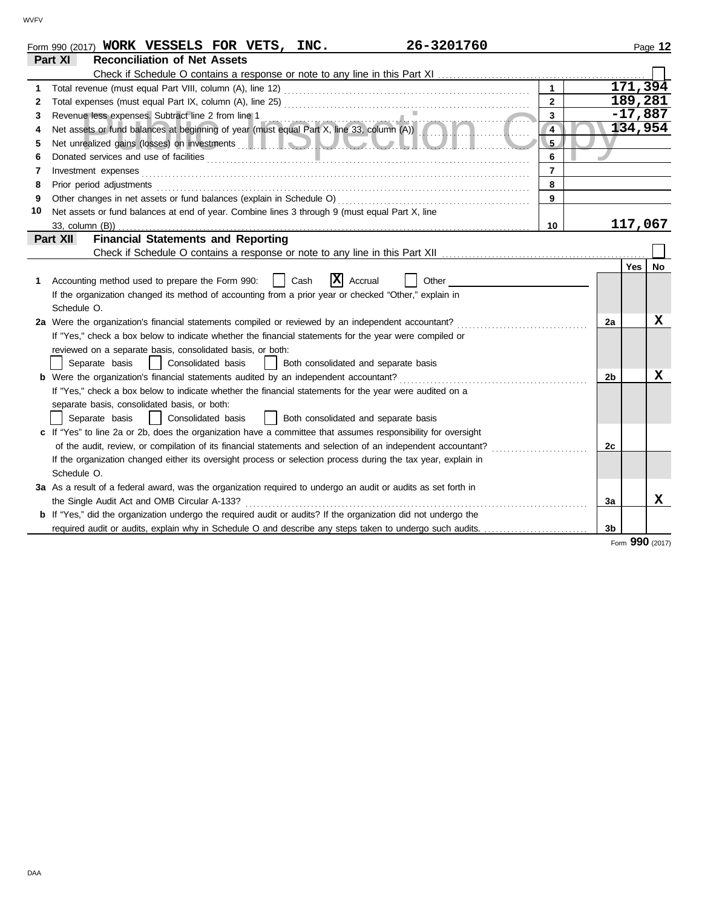Form 990 (2017) **WORK VESSELS FOR VETS, INC.** **26-3201760** Page **12**

## Part XI Reconciliation of Net Assets

Check if Schedule O contains a response or note to any line in this Part XI ☐

| | | | |
|---|---|---|---|
| 1 | Total revenue (must equal Part VIII, column (A), line 12) | 1 | 171,394 |
| 2 | Total expenses (must equal Part IX, column (A), line 25) | 2 | 189,281 |
| 3 | Revenue less expenses. Subtract line 2 from line 1 | 3 | -17,887 |
| 4 | Net assets or fund balances at beginning of year (must equal Part X, line 33, column (A)) | 4 | 134,954 |
| 5 | Net unrealized gains (losses) on investments | 5 | |
| 6 | Donated services and use of facilities | 6 | |
| 7 | Investment expenses | 7 | |
| 8 | Prior period adjustments | 8 | |
| 9 | Other changes in net assets or fund balances (explain in Schedule O) | 9 | |
| 10 | Net assets or fund balances at end of year. Combine lines 3 through 9 (must equal Part X, line 33, column (B)) | 10 | 117,067 |

## Part XII Financial Statements and Reporting

Check if Schedule O contains a response or note to any line in this Part XII ☐

| | | | Yes | No |
|---|---|---|---|---|
| 1 | Accounting method used to prepare the Form 990: ☐ Cash ☒ Accrual ☐ Other<br>If the organization changed its method of accounting from a prior year or checked "Other," explain in Schedule O. | | | |
| 2a | Were the organization's financial statements compiled or reviewed by an independent accountant?<br>If "Yes," check a box below to indicate whether the financial statements for the year were compiled or reviewed on a separate basis, consolidated basis, or both:<br>☐ Separate basis ☐ Consolidated basis ☐ Both consolidated and separate basis | 2a | | X |
| b | Were the organization's financial statements audited by an independent accountant?<br>If "Yes," check a box below to indicate whether the financial statements for the year were audited on a separate basis, consolidated basis, or both:<br>☐ Separate basis ☐ Consolidated basis ☐ Both consolidated and separate basis | 2b | | X |
| c | If "Yes" to line 2a or 2b, does the organization have a committee that assumes responsibility for oversight of the audit, review, or compilation of its financial statements and selection of an independent accountant?<br>If the organization changed either its oversight process or selection process during the tax year, explain in Schedule O. | 2c | | |
| 3a | As a result of a federal award, was the organization required to undergo an audit or audits as set forth in the Single Audit Act and OMB Circular A-133? | 3a | | X |
| b | If "Yes," did the organization undergo the required audit or audits? If the organization did not undergo the required audit or audits, explain why in Schedule O and describe any steps taken to undergo such audits. | 3b | | |

Form **990** (2017)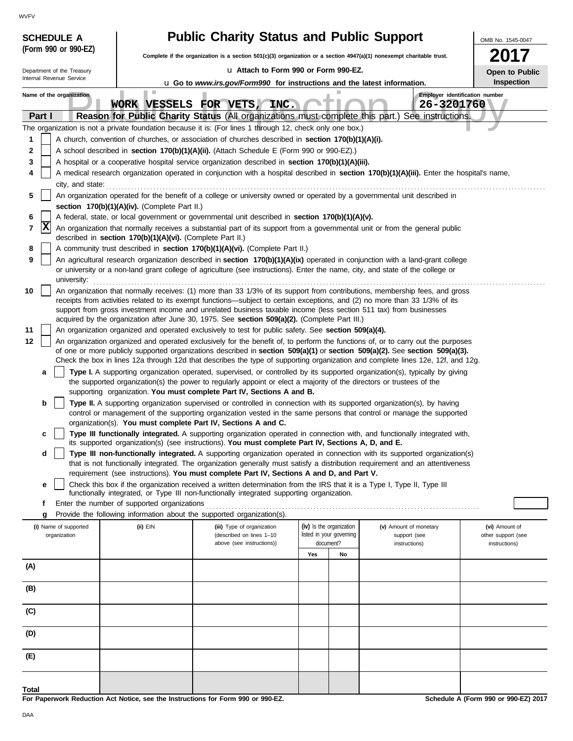**SCHEDULE A (Form 990 or 990-EZ)**

Department of the Treasury
Internal Revenue Service

# Public Charity Status and Public Support

**Complete if the organization is a section 501(c)(3) organization or a section 4947(a)(1) nonexempt charitable trust.**

u Attach to Form 990 or Form 990-EZ.

u Go to *www.irs.gov/Form990* for instructions and the latest information.

OMB No. 1545-0047

**2017**

**Open to Public Inspection**

Name of the organization: **WORK VESSELS FOR VETS, INC.**

Employer identification number: **26-3201760**

**Part I — Reason for Public Charity Status** (All organizations must complete this part.) See instructions.

The organization is not a private foundation because it is: (For lines 1 through 12, check only one box.)

1. [ ] A church, convention of churches, or association of churches described in **section 170(b)(1)(A)(i).**
2. [ ] A school described in **section 170(b)(1)(A)(ii).** (Attach Schedule E (Form 990 or 990-EZ).)
3. [ ] A hospital or a cooperative hospital service organization described in **section 170(b)(1)(A)(iii).**
4. [ ] A medical research organization operated in conjunction with a hospital described in **section 170(b)(1)(A)(iii).** Enter the hospital's name, city, and state:
5. [ ] An organization operated for the benefit of a college or university owned or operated by a governmental unit described in **section 170(b)(1)(A)(iv).** (Complete Part II.)
6. [ ] A federal, state, or local government or governmental unit described in **section 170(b)(1)(A)(v).**
7. [X] An organization that normally receives a substantial part of its support from a governmental unit or from the general public described in **section 170(b)(1)(A)(vi).** (Complete Part II.)
8. [ ] A community trust described in **section 170(b)(1)(A)(vi).** (Complete Part II.)
9. [ ] An agricultural research organization described in **section 170(b)(1)(A)(ix)** operated in conjunction with a land-grant college or university or a non-land grant college of agriculture (see instructions). Enter the name, city, and state of the college or university:
10. [ ] An organization that normally receives: (1) more than 33 1/3% of its support from contributions, membership fees, and gross receipts from activities related to its exempt functions—subject to certain exceptions, and (2) no more than 33 1/3% of its support from gross investment income and unrelated business taxable income (less section 511 tax) from businesses acquired by the organization after June 30, 1975. See **section 509(a)(2).** (Complete Part III.)
11. [ ] An organization organized and operated exclusively to test for public safety. See **section 509(a)(4).**
12. [ ] An organization organized and operated exclusively for the benefit of, to perform the functions of, or to carry out the purposes of one or more publicly supported organizations described in **section 509(a)(1)** or **section 509(a)(2).** See **section 509(a)(3).** Check the box in lines 12a through 12d that describes the type of supporting organization and complete lines 12e, 12f, and 12g.
   - **a** [ ] **Type I.** A supporting organization operated, supervised, or controlled by its supported organization(s), typically by giving the supported organization(s) the power to regularly appoint or elect a majority of the directors or trustees of the supporting organization. **You must complete Part IV, Sections A and B.**
   - **b** [ ] **Type II.** A supporting organization supervised or controlled in connection with its supported organization(s), by having control or management of the supporting organization vested in the same persons that control or manage the supported organization(s). **You must complete Part IV, Sections A and C.**
   - **c** [ ] **Type III functionally integrated.** A supporting organization operated in connection with, and functionally integrated with, its supported organization(s) (see instructions). **You must complete Part IV, Sections A, D, and E.**
   - **d** [ ] **Type III non-functionally integrated.** A supporting organization operated in connection with its supported organization(s) that is not functionally integrated. The organization generally must satisfy a distribution requirement and an attentiveness requirement (see instructions). **You must complete Part IV, Sections A and D, and Part V.**
   - **e** [ ] Check this box if the organization received a written determination from the IRS that it is a Type I, Type II, Type III functionally integrated, or Type III non-functionally integrated supporting organization.
   - **f** Enter the number of supported organizations
   - **g** Provide the following information about the supported organization(s).

| (i) Name of supported organization | (ii) EIN | (iii) Type of organization (described on lines 1–10 above (see instructions)) | (iv) Is the organization listed in your governing document? Yes | No | (v) Amount of monetary support (see instructions) | (vi) Amount of other support (see instructions) |
|---|---|---|---|---|---|---|
| (A) | | | | | | |
| (B) | | | | | | |
| (C) | | | | | | |
| (D) | | | | | | |
| (E) | | | | | | |
| **Total** | | | | | | |

**For Paperwork Reduction Act Notice, see the Instructions for Form 990 or 990-EZ.** **Schedule A (Form 990 or 990-EZ) 2017**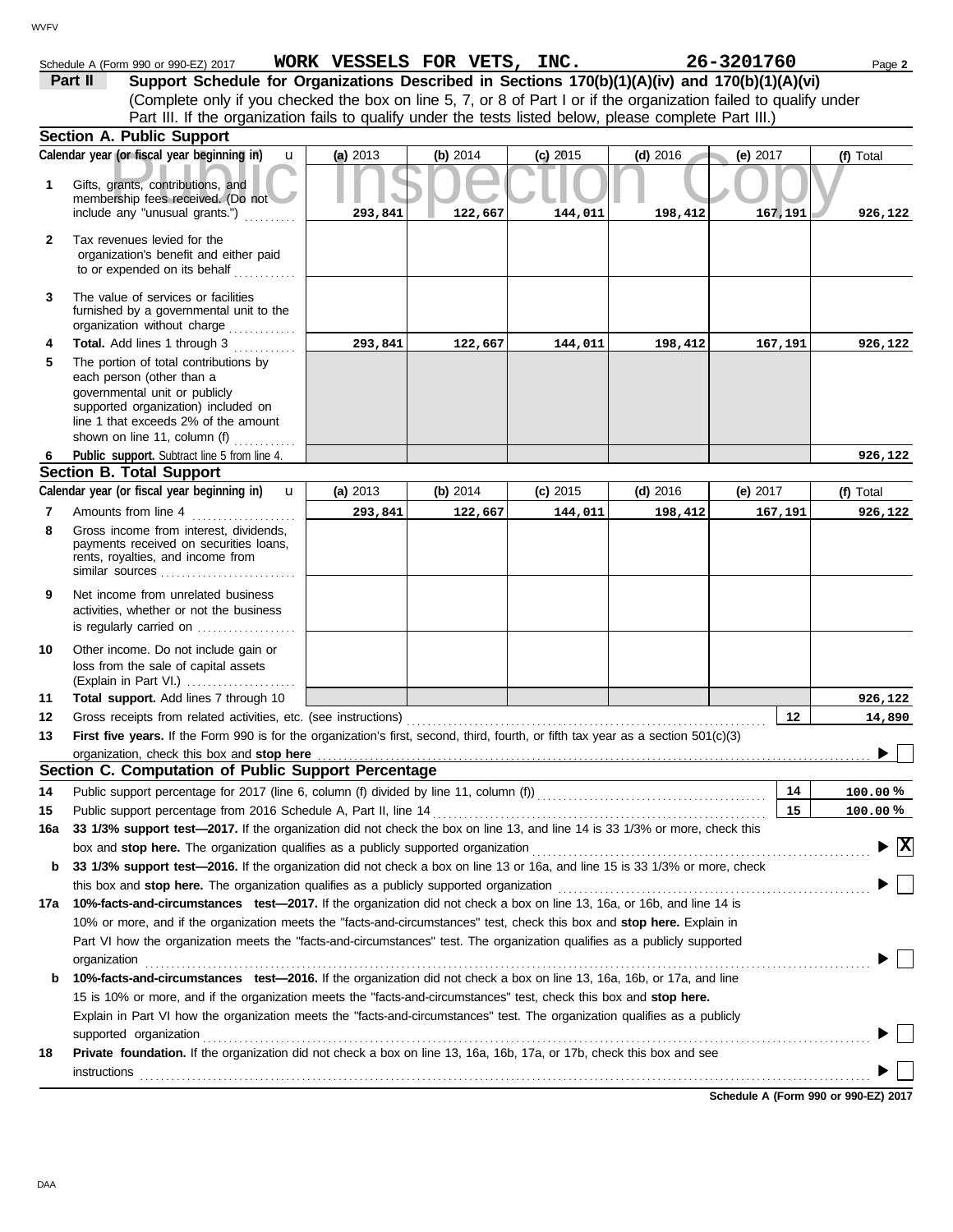Schedule A (Form 990 or 990-EZ) 2017 **WORK VESSELS FOR VETS, INC.** **26-3201760** Page **2**

**Part II** **Support Schedule for Organizations Described in Sections 170(b)(1)(A)(iv) and 170(b)(1)(A)(vi)**
(Complete only if you checked the box on line 5, 7, or 8 of Part I or if the organization failed to qualify under Part III. If the organization fails to qualify under the tests listed below, please complete Part III.)

## Section A. Public Support

| | Calendar year (or fiscal year beginning in) | (a) 2013 | (b) 2014 | (c) 2015 | (d) 2016 | (e) 2017 | (f) Total |
|---|---|---|---|---|---|---|---|
| 1 | Gifts, grants, contributions, and membership fees received. (Do not include any "unusual grants.") | 293,841 | 122,667 | 144,011 | 198,412 | 167,191 | 926,122 |
| 2 | Tax revenues levied for the organization's benefit and either paid to or expended on its behalf | | | | | | |
| 3 | The value of services or facilities furnished by a governmental unit to the organization without charge | | | | | | |
| 4 | **Total.** Add lines 1 through 3 | 293,841 | 122,667 | 144,011 | 198,412 | 167,191 | 926,122 |
| 5 | The portion of total contributions by each person (other than a governmental unit or publicly supported organization) included on line 1 that exceeds 2% of the amount shown on line 11, column (f) | | | | | | |
| 6 | **Public support.** Subtract line 5 from line 4. | | | | | | 926,122 |

## Section B. Total Support

| | Calendar year (or fiscal year beginning in) | (a) 2013 | (b) 2014 | (c) 2015 | (d) 2016 | (e) 2017 | (f) Total |
|---|---|---|---|---|---|---|---|
| 7 | Amounts from line 4 | 293,841 | 122,667 | 144,011 | 198,412 | 167,191 | 926,122 |
| 8 | Gross income from interest, dividends, payments received on securities loans, rents, royalties, and income from similar sources | | | | | | |
| 9 | Net income from unrelated business activities, whether or not the business is regularly carried on | | | | | | |
| 10 | Other income. Do not include gain or loss from the sale of capital assets (Explain in Part VI.) | | | | | | |
| 11 | **Total support.** Add lines 7 through 10 | | | | | | 926,122 |

12 Gross receipts from related activities, etc. (see instructions) — **12** — 14,890

13 **First five years.** If the Form 990 is for the organization's first, second, third, fourth, or fifth tax year as a section 501(c)(3) organization, check this box and **stop here** ▶ ☐

## Section C. Computation of Public Support Percentage

14 Public support percentage for 2017 (line 6, column (f) divided by line 11, column (f)) — **14** — 100.00 %

15 Public support percentage from 2016 Schedule A, Part II, line 14 — **15** — 100.00 %

**16a** **33 1/3% support test—2017.** If the organization did not check the box on line 13, and line 14 is 33 1/3% or more, check this box and **stop here.** The organization qualifies as a publicly supported organization ▶ ☒

**b** **33 1/3% support test—2016.** If the organization did not check a box on line 13 or 16a, and line 15 is 33 1/3% or more, check this box and **stop here.** The organization qualifies as a publicly supported organization ▶ ☐

**17a** **10%-facts-and-circumstances test—2017.** If the organization did not check a box on line 13, 16a, or 16b, and line 14 is 10% or more, and if the organization meets the "facts-and-circumstances" test, check this box and **stop here.** Explain in Part VI how the organization meets the "facts-and-circumstances" test. The organization qualifies as a publicly supported organization ▶ ☐

**b** **10%-facts-and-circumstances test—2016.** If the organization did not check a box on line 13, 16a, 16b, or 17a, and line 15 is 10% or more, and if the organization meets the "facts-and-circumstances" test, check this box and **stop here.** Explain in Part VI how the organization meets the "facts-and-circumstances" test. The organization qualifies as a publicly supported organization ▶ ☐

**18** **Private foundation.** If the organization did not check a box on line 13, 16a, 16b, 17a, or 17b, check this box and see instructions ▶ ☐

**Schedule A (Form 990 or 990-EZ) 2017**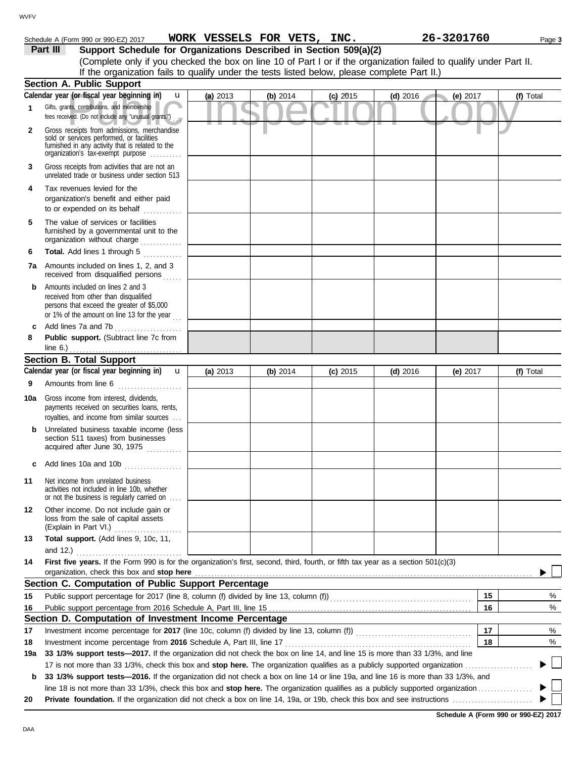Schedule A (Form 990 or 990-EZ) 2017 **WORK VESSELS FOR VETS, INC.** **26-3201760** Page **3**

## Part III Support Schedule for Organizations Described in Section 509(a)(2)

(Complete only if you checked the box on line 10 of Part I or if the organization failed to qualify under Part II. If the organization fails to qualify under the tests listed below, please complete Part II.)

### Section A. Public Support

| Calendar year (or fiscal year beginning in) | (a) 2013 | (b) 2014 | (c) 2015 | (d) 2016 | (e) 2017 | (f) Total |
|---|---|---|---|---|---|---|
| **1** Gifts, grants, contributions, and membership fees received. (Do not include any "unusual grants.") | | | | | | |
| **2** Gross receipts from admissions, merchandise sold or services performed, or facilities furnished in any activity that is related to the organization's tax-exempt purpose | | | | | | |
| **3** Gross receipts from activities that are not an unrelated trade or business under section 513 | | | | | | |
| **4** Tax revenues levied for the organization's benefit and either paid to or expended on its behalf | | | | | | |
| **5** The value of services or facilities furnished by a governmental unit to the organization without charge | | | | | | |
| **6** **Total.** Add lines 1 through 5 | | | | | | |
| **7a** Amounts included on lines 1, 2, and 3 received from disqualified persons | | | | | | |
| **b** Amounts included on lines 2 and 3 received from other than disqualified persons that exceed the greater of $5,000 or 1% of the amount on line 13 for the year | | | | | | |
| **c** Add lines 7a and 7b | | | | | | |
| **8** **Public support.** (Subtract line 7c from line 6.) | | | | | | |

### Section B. Total Support

| Calendar year (or fiscal year beginning in) | (a) 2013 | (b) 2014 | (c) 2015 | (d) 2016 | (e) 2017 | (f) Total |
|---|---|---|---|---|---|---|
| **9** Amounts from line 6 | | | | | | |
| **10a** Gross income from interest, dividends, payments received on securities loans, rents, royalties, and income from similar sources | | | | | | |
| **b** Unrelated business taxable income (less section 511 taxes) from businesses acquired after June 30, 1975 | | | | | | |
| **c** Add lines 10a and 10b | | | | | | |
| **11** Net income from unrelated business activities not included in line 10b, whether or not the business is regularly carried on | | | | | | |
| **12** Other income. Do not include gain or loss from the sale of capital assets (Explain in Part VI.) | | | | | | |
| **13** **Total support.** (Add lines 9, 10c, 11, and 12.) | | | | | | |

**14** **First five years.** If the Form 990 is for the organization's first, second, third, fourth, or fifth tax year as a section 501(c)(3) organization, check this box and **stop here** ☐

### Section C. Computation of Public Support Percentage

| | | | |
|---|---|---|---|
| **15** | Public support percentage for 2017 (line 8, column (f) divided by line 13, column (f)) | 15 | % |
| **16** | Public support percentage from 2016 Schedule A, Part III, line 15 | 16 | % |

### Section D. Computation of Investment Income Percentage

| | | | |
|---|---|---|---|
| **17** | Investment income percentage for **2017** (line 10c, column (f) divided by line 13, column (f)) | 17 | % |
| **18** | Investment income percentage from **2016** Schedule A, Part III, line 17 | 18 | % |

**19a** **33 1/3% support tests—2017.** If the organization did not check the box on line 14, and line 15 is more than 33 1/3%, and line 17 is not more than 33 1/3%, check this box and **stop here.** The organization qualifies as a publicly supported organization ☐

**b** **33 1/3% support tests—2016.** If the organization did not check a box on line 14 or line 19a, and line 16 is more than 33 1/3%, and line 18 is not more than 33 1/3%, check this box and **stop here.** The organization qualifies as a publicly supported organization ☐

**20** **Private foundation.** If the organization did not check a box on line 14, 19a, or 19b, check this box and see instructions ☐

**Schedule A (Form 990 or 990-EZ) 2017**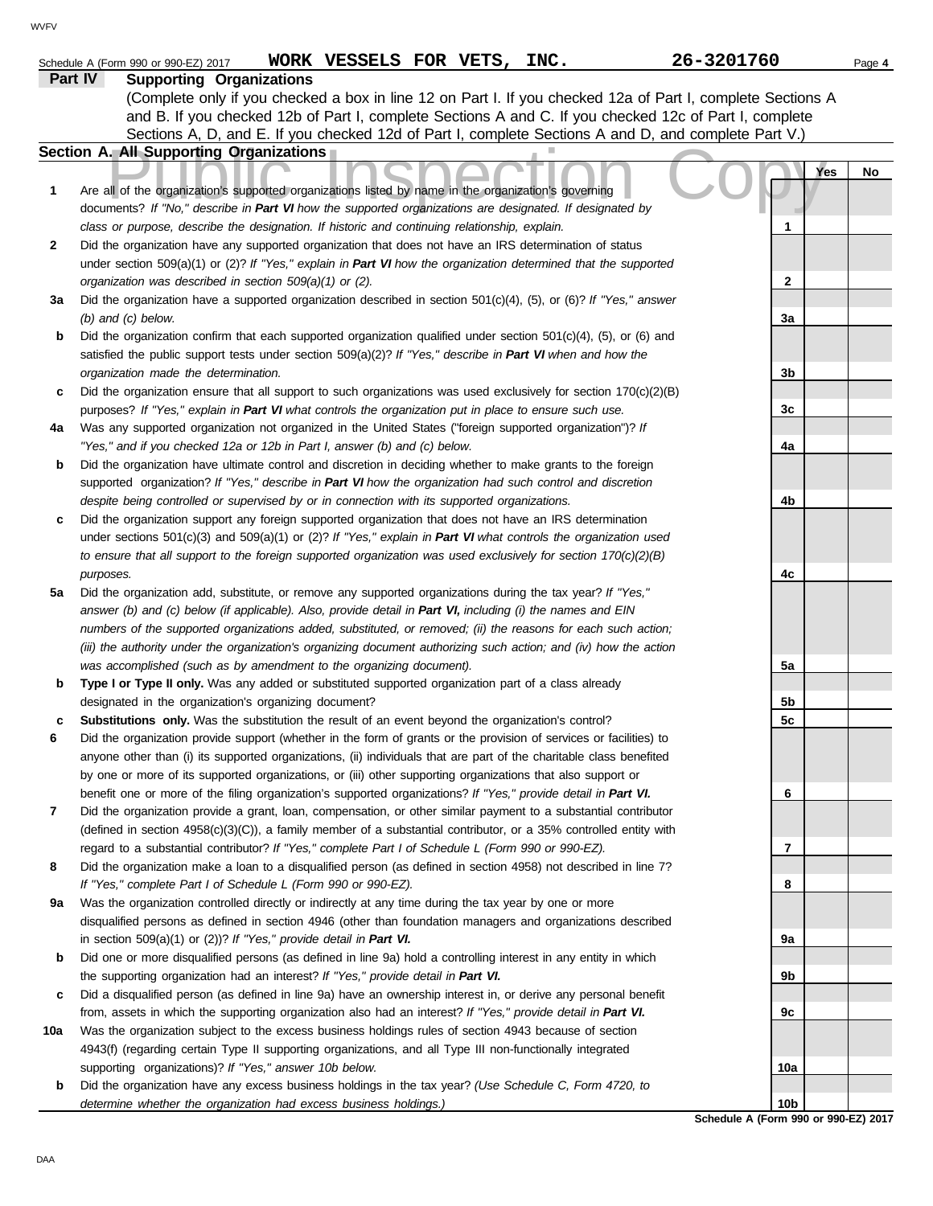Schedule A (Form 990 or 990-EZ) 2017 **WORK VESSELS FOR VETS, INC.** **26-3201760** Page **4**

## Part IV Supporting Organizations

(Complete only if you checked a box in line 12 on Part I. If you checked 12a of Part I, complete Sections A and B. If you checked 12b of Part I, complete Sections A and C. If you checked 12c of Part I, complete Sections A, D, and E. If you checked 12d of Part I, complete Sections A and D, and complete Part V.)

### Section A. All Supporting Organizations

Public Inspection Copy

| | | | Yes | No |
|---|---|---|---|---|
| **1** | Are all of the organization's supported organizations listed by name in the organization's governing documents? *If "No," describe in **Part VI** how the supported organizations are designated. If designated by class or purpose, describe the designation. If historic and continuing relationship, explain.* | **1** | | |
| **2** | Did the organization have any supported organization that does not have an IRS determination of status under section 509(a)(1) or (2)? *If "Yes," explain in **Part VI** how the organization determined that the supported organization was described in section 509(a)(1) or (2).* | **2** | | |
| **3a** | Did the organization have a supported organization described in section 501(c)(4), (5), or (6)? *If "Yes," answer (b) and (c) below.* | **3a** | | |
| **b** | Did the organization confirm that each supported organization qualified under section 501(c)(4), (5), or (6) and satisfied the public support tests under section 509(a)(2)? *If "Yes," describe in **Part VI** when and how the organization made the determination.* | **3b** | | |
| **c** | Did the organization ensure that all support to such organizations was used exclusively for section 170(c)(2)(B) purposes? *If "Yes," explain in **Part VI** what controls the organization put in place to ensure such use.* | **3c** | | |
| **4a** | Was any supported organization not organized in the United States ("foreign supported organization")? *If "Yes," and if you checked 12a or 12b in Part I, answer (b) and (c) below.* | **4a** | | |
| **b** | Did the organization have ultimate control and discretion in deciding whether to make grants to the foreign supported organization? *If "Yes," describe in **Part VI** how the organization had such control and discretion despite being controlled or supervised by or in connection with its supported organizations.* | **4b** | | |
| **c** | Did the organization support any foreign supported organization that does not have an IRS determination under sections 501(c)(3) and 509(a)(1) or (2)? *If "Yes," explain in **Part VI** what controls the organization used to ensure that all support to the foreign supported organization was used exclusively for section 170(c)(2)(B) purposes.* | **4c** | | |
| **5a** | Did the organization add, substitute, or remove any supported organizations during the tax year? *If "Yes," answer (b) and (c) below (if applicable). Also, provide detail in **Part VI,** including (i) the names and EIN numbers of the supported organizations added, substituted, or removed; (ii) the reasons for each such action; (iii) the authority under the organization's organizing document authorizing such action; and (iv) how the action was accomplished (such as by amendment to the organizing document).* | **5a** | | |
| **b** | **Type I or Type II only.** Was any added or substituted supported organization part of a class already designated in the organization's organizing document? | **5b** | | |
| **c** | **Substitutions only.** Was the substitution the result of an event beyond the organization's control? | **5c** | | |
| **6** | Did the organization provide support (whether in the form of grants or the provision of services or facilities) to anyone other than (i) its supported organizations, (ii) individuals that are part of the charitable class benefited by one or more of its supported organizations, or (iii) other supporting organizations that also support or benefit one or more of the filing organization's supported organizations? *If "Yes," provide detail in **Part VI.*** | **6** | | |
| **7** | Did the organization provide a grant, loan, compensation, or other similar payment to a substantial contributor (defined in section 4958(c)(3)(C)), a family member of a substantial contributor, or a 35% controlled entity with regard to a substantial contributor? *If "Yes," complete Part I of Schedule L (Form 990 or 990-EZ).* | **7** | | |
| **8** | Did the organization make a loan to a disqualified person (as defined in section 4958) not described in line 7? *If "Yes," complete Part I of Schedule L (Form 990 or 990-EZ).* | **8** | | |
| **9a** | Was the organization controlled directly or indirectly at any time during the tax year by one or more disqualified persons as defined in section 4946 (other than foundation managers and organizations described in section 509(a)(1) or (2))? *If "Yes," provide detail in **Part VI.*** | **9a** | | |
| **b** | Did one or more disqualified persons (as defined in line 9a) hold a controlling interest in any entity in which the supporting organization had an interest? *If "Yes," provide detail in **Part VI.*** | **9b** | | |
| **c** | Did a disqualified person (as defined in line 9a) have an ownership interest in, or derive any personal benefit from, assets in which the supporting organization also had an interest? *If "Yes," provide detail in **Part VI.*** | **9c** | | |
| **10a** | Was the organization subject to the excess business holdings rules of section 4943 because of section 4943(f) (regarding certain Type II supporting organizations, and all Type III non-functionally integrated supporting organizations)? *If "Yes," answer 10b below.* | **10a** | | |
| **b** | Did the organization have any excess business holdings in the tax year? *(Use Schedule C, Form 4720, to determine whether the organization had excess business holdings.)* | **10b** | | |

**Schedule A (Form 990 or 990-EZ) 2017**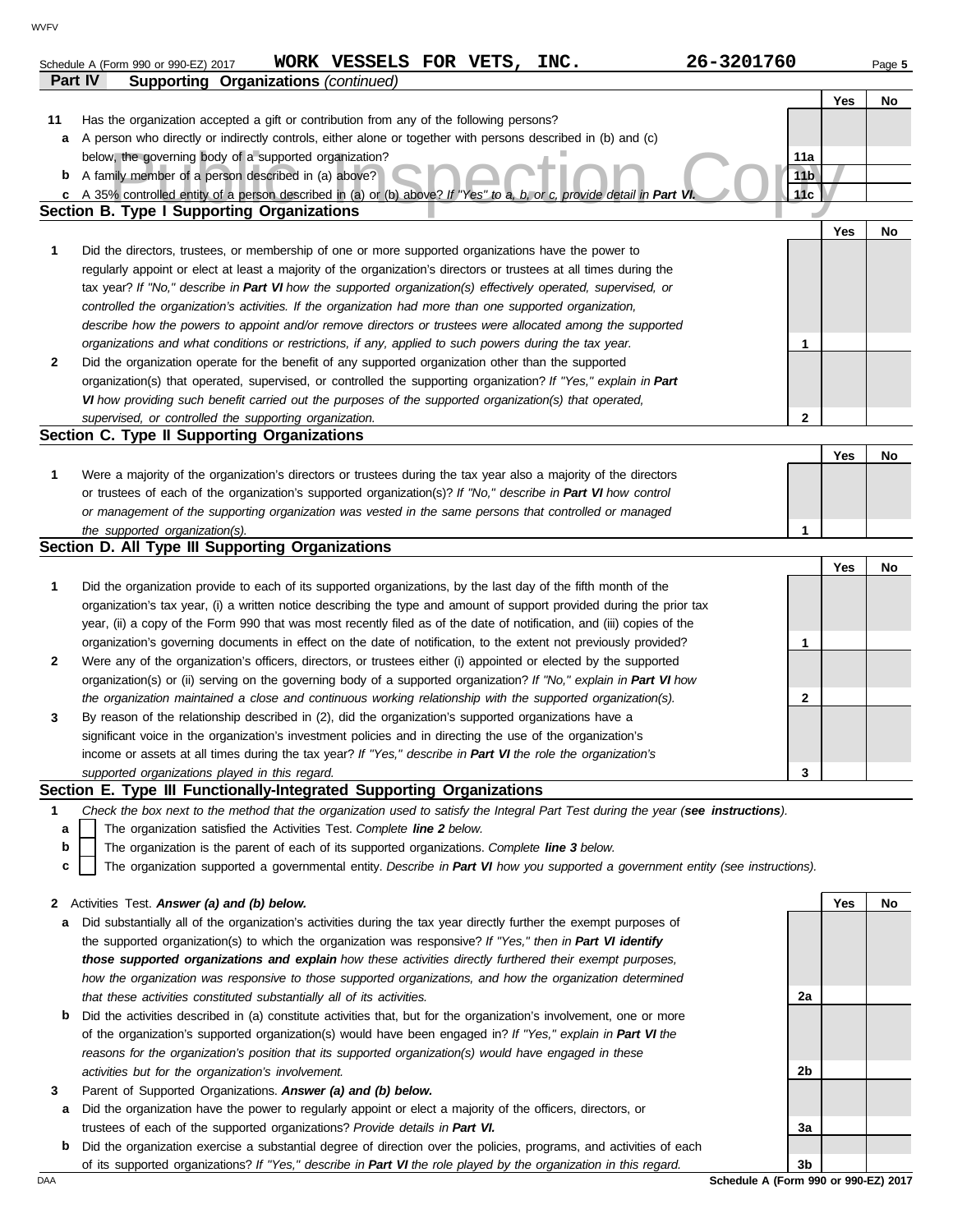Schedule A (Form 990 or 990-EZ) 2017 **WORK VESSELS FOR VETS, INC.** **26-3201760** Page **5**

**Part IV** **Supporting Organizations** *(continued)*

| | | | Yes | No |
|---|---|---|---|---|
| **11** | Has the organization accepted a gift or contribution from any of the following persons? | | | |
| **a** | A person who directly or indirectly controls, either alone or together with persons described in (b) and (c) below, the governing body of a supported organization? | 11a | | |
| **b** | A family member of a person described in (a) above? | 11b | | |
| **c** | A 35% controlled entity of a person described in (a) or (b) above? *If "Yes" to a, b, or c, provide detail in* ***Part VI.*** | 11c | | |

## Section B. Type I Supporting Organizations

| | | | Yes | No |
|---|---|---|---|---|
| **1** | Did the directors, trustees, or membership of one or more supported organizations have the power to regularly appoint or elect at least a majority of the organization's directors or trustees at all times during the tax year? *If "No," describe in* ***Part VI*** *how the supported organization(s) effectively operated, supervised, or controlled the organization's activities. If the organization had more than one supported organization, describe how the powers to appoint and/or remove directors or trustees were allocated among the supported organizations and what conditions or restrictions, if any, applied to such powers during the tax year.* | 1 | | |
| **2** | Did the organization operate for the benefit of any supported organization other than the supported organization(s) that operated, supervised, or controlled the supporting organization? *If "Yes," explain in* ***Part VI*** *how providing such benefit carried out the purposes of the supported organization(s) that operated, supervised, or controlled the supporting organization.* | 2 | | |

## Section C. Type II Supporting Organizations

| | | | Yes | No |
|---|---|---|---|---|
| **1** | Were a majority of the organization's directors or trustees during the tax year also a majority of the directors or trustees of each of the organization's supported organization(s)? *If "No," describe in* ***Part VI*** *how control or management of the supporting organization was vested in the same persons that controlled or managed the supported organization(s).* | 1 | | |

## Section D. All Type III Supporting Organizations

| | | | Yes | No |
|---|---|---|---|---|
| **1** | Did the organization provide to each of its supported organizations, by the last day of the fifth month of the organization's tax year, (i) a written notice describing the type and amount of support provided during the prior tax year, (ii) a copy of the Form 990 that was most recently filed as of the date of notification, and (iii) copies of the organization's governing documents in effect on the date of notification, to the extent not previously provided? | 1 | | |
| **2** | Were any of the organization's officers, directors, or trustees either (i) appointed or elected by the supported organization(s) or (ii) serving on the governing body of a supported organization? *If "No," explain in* ***Part VI*** *how the organization maintained a close and continuous working relationship with the supported organization(s).* | 2 | | |
| **3** | By reason of the relationship described in (2), did the organization's supported organizations have a significant voice in the organization's investment policies and in directing the use of the organization's income or assets at all times during the tax year? *If "Yes," describe in* ***Part VI*** *the role the organization's supported organizations played in this regard.* | 3 | | |

## Section E. Type III Functionally-Integrated Supporting Organizations

**1** *Check the box next to the method that the organization used to satisfy the Integral Part Test during the year (**see instructions**).*

- **a** ☐ The organization satisfied the Activities Test. *Complete* ***line 2*** *below.*
- **b** ☐ The organization is the parent of each of its supported organizations. *Complete* ***line 3*** *below.*
- **c** ☐ The organization supported a governmental entity. *Describe in* ***Part VI*** *how you supported a government entity (see instructions).*

| | | | Yes | No |
|---|---|---|---|---|
| **2** | Activities Test. ***Answer (a) and (b) below.*** | | | |
| **a** | Did substantially all of the organization's activities during the tax year directly further the exempt purposes of the supported organization(s) to which the organization was responsive? *If "Yes," then in* ***Part VI identify those supported organizations and explain*** *how these activities directly furthered their exempt purposes, how the organization was responsive to those supported organizations, and how the organization determined that these activities constituted substantially all of its activities.* | 2a | | |
| **b** | Did the activities described in (a) constitute activities that, but for the organization's involvement, one or more of the organization's supported organization(s) would have been engaged in? *If "Yes," explain in* ***Part VI*** *the reasons for the organization's position that its supported organization(s) would have engaged in these activities but for the organization's involvement.* | 2b | | |
| **3** | Parent of Supported Organizations. ***Answer (a) and (b) below.*** | | | |
| **a** | Did the organization have the power to regularly appoint or elect a majority of the officers, directors, or trustees of each of the supported organizations? *Provide details in* ***Part VI.*** | 3a | | |
| **b** | Did the organization exercise a substantial degree of direction over the policies, programs, and activities of each of its supported organizations? *If "Yes," describe in* ***Part VI*** *the role played by the organization in this regard.* | 3b | | |

**Schedule A (Form 990 or 990-EZ) 2017**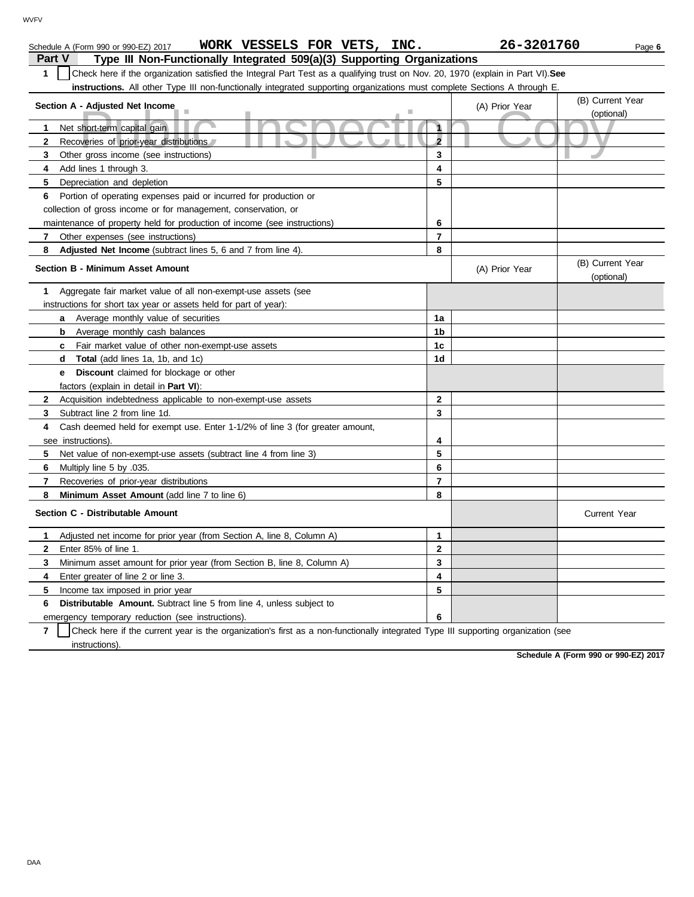Schedule A (Form 990 or 990-EZ) 2017 **WORK VESSELS FOR VETS, INC.** **26-3201760**

## Part V Type III Non-Functionally Integrated 509(a)(3) Supporting Organizations

**1** ☐ Check here if the organization satisfied the Integral Part Test as a qualifying trust on Nov. 20, 1970 (explain in Part VI). **See instructions.** All other Type III non-functionally integrated supporting organizations must complete Sections A through E.

Public Inspection Copy

| **Section A - Adjusted Net Income** | | (A) Prior Year | (B) Current Year (optional) |
|---|---|---|---|
| **1** Net short-term capital gain | 1 | | |
| **2** Recoveries of prior-year distributions | 2 | | |
| **3** Other gross income (see instructions) | 3 | | |
| **4** Add lines 1 through 3. | 4 | | |
| **5** Depreciation and depletion | 5 | | |
| **6** Portion of operating expenses paid or incurred for production or collection of gross income or for management, conservation, or maintenance of property held for production of income (see instructions) | 6 | | |
| **7** Other expenses (see instructions) | 7 | | |
| **8** **Adjusted Net Income** (subtract lines 5, 6 and 7 from line 4). | 8 | | |

| **Section B - Minimum Asset Amount** | | (A) Prior Year | (B) Current Year (optional) |
|---|---|---|---|
| **1** Aggregate fair market value of all non-exempt-use assets (see instructions for short tax year or assets held for part of year): | | | |
| **a** Average monthly value of securities | 1a | | |
| **b** Average monthly cash balances | 1b | | |
| **c** Fair market value of other non-exempt-use assets | 1c | | |
| **d** **Total** (add lines 1a, 1b, and 1c) | 1d | | |
| **e** **Discount** claimed for blockage or other factors (explain in detail in **Part VI**): | | | |
| **2** Acquisition indebtedness applicable to non-exempt-use assets | 2 | | |
| **3** Subtract line 2 from line 1d. | 3 | | |
| **4** Cash deemed held for exempt use. Enter 1-1/2% of line 3 (for greater amount, see instructions). | 4 | | |
| **5** Net value of non-exempt-use assets (subtract line 4 from line 3) | 5 | | |
| **6** Multiply line 5 by .035. | 6 | | |
| **7** Recoveries of prior-year distributions | 7 | | |
| **8** **Minimum Asset Amount** (add line 7 to line 6) | 8 | | |

| **Section C - Distributable Amount** | | | Current Year |
|---|---|---|---|
| **1** Adjusted net income for prior year (from Section A, line 8, Column A) | 1 | | |
| **2** Enter 85% of line 1. | 2 | | |
| **3** Minimum asset amount for prior year (from Section B, line 8, Column A) | 3 | | |
| **4** Enter greater of line 2 or line 3. | 4 | | |
| **5** Income tax imposed in prior year | 5 | | |
| **6** **Distributable Amount.** Subtract line 5 from line 4, unless subject to emergency temporary reduction (see instructions). | 6 | | |

**7** ☐ Check here if the current year is the organization's first as a non-functionally integrated Type III supporting organization (see instructions).

**Schedule A (Form 990 or 990-EZ) 2017**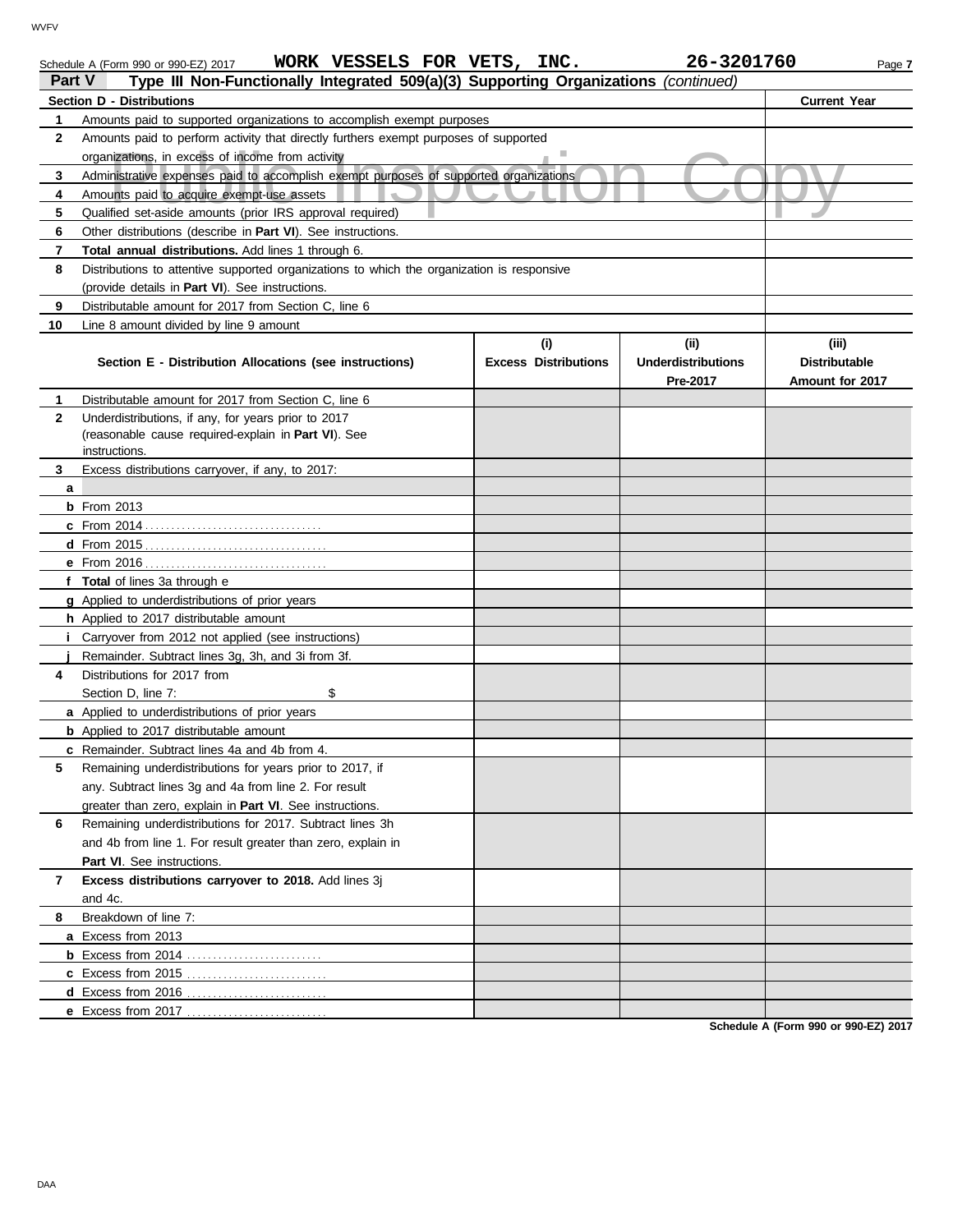Schedule A (Form 990 or 990-EZ) 2017 **WORK VESSELS FOR VETS, INC.** **26-3201760**

**Part V** **Type III Non-Functionally Integrated 509(a)(3) Supporting Organizations** *(continued)*

| Section D - Distributions | | Current Year |
|---|---|---|
| 1 | Amounts paid to supported organizations to accomplish exempt purposes | |
| 2 | Amounts paid to perform activity that directly furthers exempt purposes of supported organizations, in excess of income from activity | |
| 3 | Administrative expenses paid to accomplish exempt purposes of supported organizations | |
| 4 | Amounts paid to acquire exempt-use assets | |
| 5 | Qualified set-aside amounts (prior IRS approval required) | |
| 6 | Other distributions (describe in **Part VI**). See instructions. | |
| 7 | **Total annual distributions.** Add lines 1 through 6. | |
| 8 | Distributions to attentive supported organizations to which the organization is responsive (provide details in **Part VI**). See instructions. | |
| 9 | Distributable amount for 2017 from Section C, line 6 | |
| 10 | Line 8 amount divided by line 9 amount | |

| | Section E - Distribution Allocations (see instructions) | (i) Excess Distributions | (ii) Underdistributions Pre-2017 | (iii) Distributable Amount for 2017 |
|---|---|---|---|---|
| 1 | Distributable amount for 2017 from Section C, line 6 | | | |
| 2 | Underdistributions, if any, for years prior to 2017 (reasonable cause required-explain in **Part VI**). See instructions. | | | |
| 3 | Excess distributions carryover, if any, to 2017: | | | |
| a | | | | |
| b | From 2013 | | | |
| c | From 2014 | | | |
| d | From 2015 | | | |
| e | From 2016 | | | |
| f | **Total** of lines 3a through e | | | |
| g | Applied to underdistributions of prior years | | | |
| h | Applied to 2017 distributable amount | | | |
| i | Carryover from 2012 not applied (see instructions) | | | |
| j | Remainder. Subtract lines 3g, 3h, and 3i from 3f. | | | |
| 4 | Distributions for 2017 from Section D, line 7: $ | | | |
| a | Applied to underdistributions of prior years | | | |
| b | Applied to 2017 distributable amount | | | |
| c | Remainder. Subtract lines 4a and 4b from 4. | | | |
| 5 | Remaining underdistributions for years prior to 2017, if any. Subtract lines 3g and 4a from line 2. For result greater than zero, explain in **Part VI**. See instructions. | | | |
| 6 | Remaining underdistributions for 2017. Subtract lines 3h and 4b from line 1. For result greater than zero, explain in **Part VI**. See instructions. | | | |
| 7 | **Excess distributions carryover to 2018.** Add lines 3j and 4c. | | | |
| 8 | Breakdown of line 7: | | | |
| a | Excess from 2013 | | | |
| b | Excess from 2014 | | | |
| c | Excess from 2015 | | | |
| d | Excess from 2016 | | | |
| e | Excess from 2017 | | | |

**Schedule A (Form 990 or 990-EZ) 2017**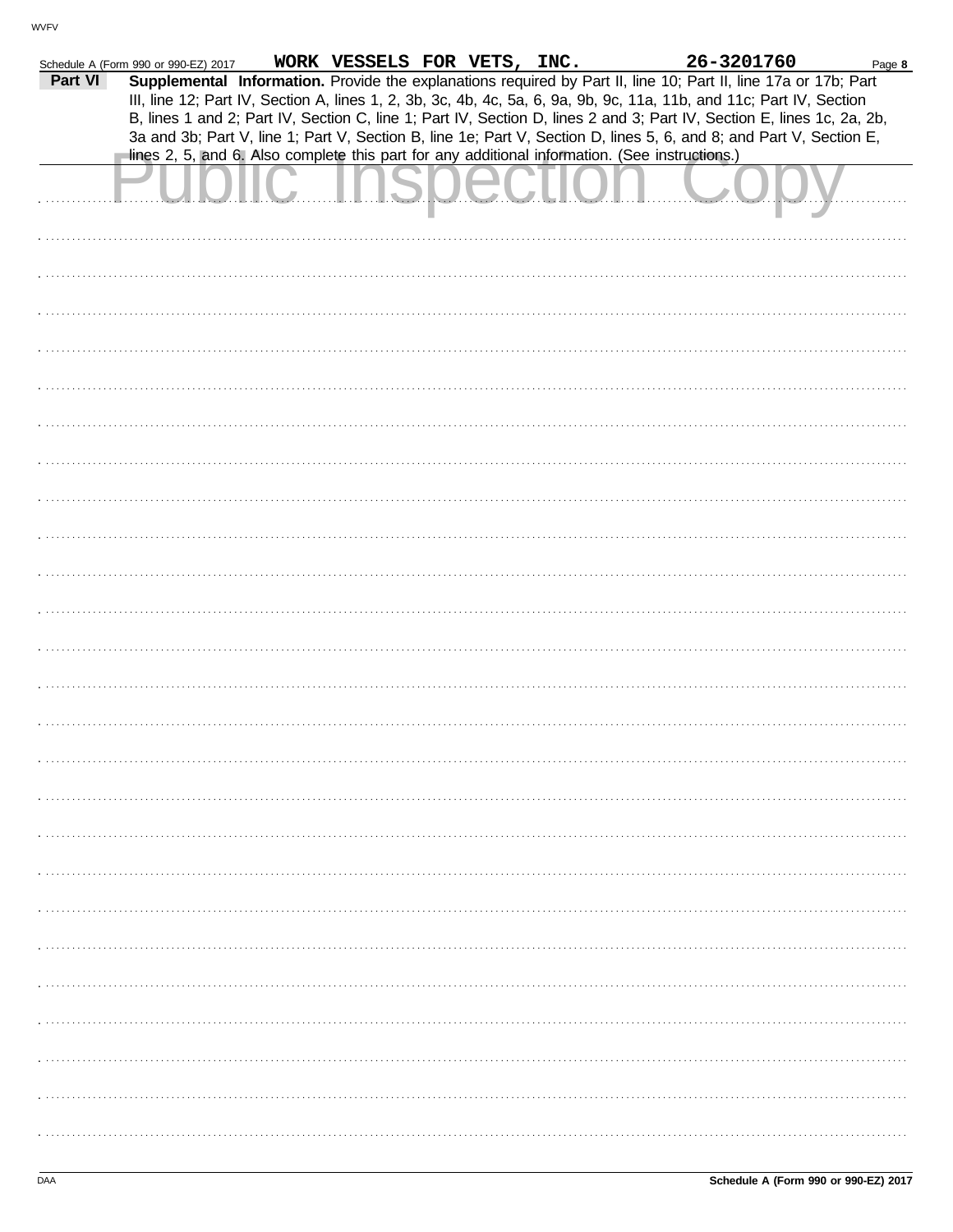WORK VESSELS FOR VETS, INC. 26-3201760

**Part VI** **Supplemental Information.** Provide the explanations required by Part II, line 10; Part II, line 17a or 17b; Part III, line 12; Part IV, Section A, lines 1, 2, 3b, 3c, 4b, 4c, 5a, 6, 9a, 9b, 9c, 11a, 11b, and 11c; Part IV, Section B, lines 1 and 2; Part IV, Section C, line 1; Part IV, Section D, lines 2 and 3; Part IV, Section E, lines 1c, 2a, 2b, 3a and 3b; Part V, line 1; Part V, Section B, line 1e; Part V, Section D, lines 5, 6, and 8; and Part V, Section E, lines 2, 5, and 6. Also complete this part for any additional information. (See instructions.)

Public Inspection Copy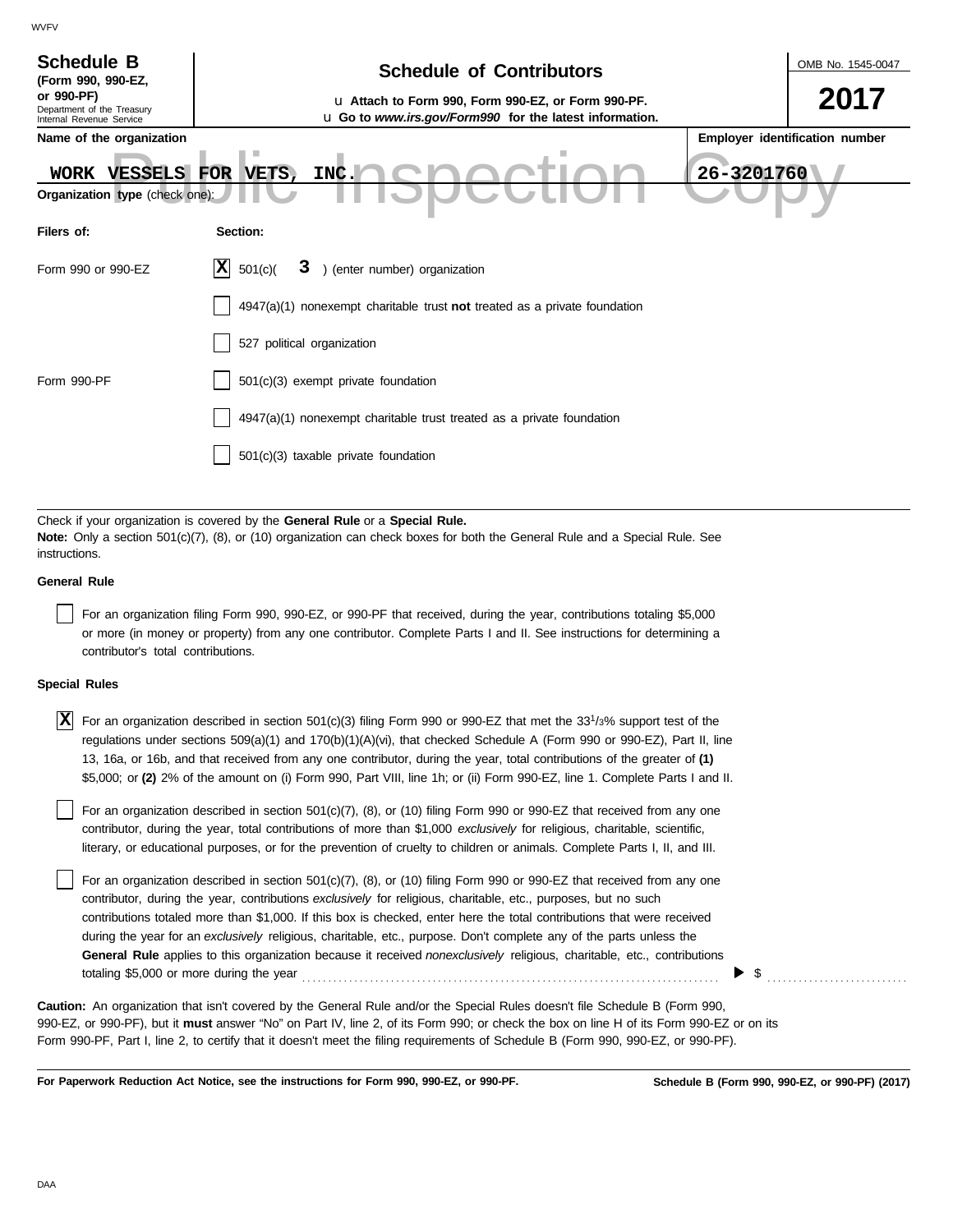WVFV

**Schedule B**
**(Form 990, 990-EZ, or 990-PF)**
Department of the Treasury
Internal Revenue Service

## Schedule of Contributors

u **Attach to Form 990, Form 990-EZ, or Form 990-PF.**
u **Go to *www.irs.gov/Form990* for the latest information.**

OMB No. 1545-0047

**2017**

**Name of the organization**

WORK VESSELS FOR VETS, INC.

**Employer identification number**

26-3201760

Public Inspection Copy

**Organization type** (check one):

| Filers of: | Section: |
|---|---|
| Form 990 or 990-EZ | [X] 501(c)( 3 ) (enter number) organization |
| | [ ] 4947(a)(1) nonexempt charitable trust **not** treated as a private foundation |
| | [ ] 527 political organization |
| Form 990-PF | [ ] 501(c)(3) exempt private foundation |
| | [ ] 4947(a)(1) nonexempt charitable trust treated as a private foundation |
| | [ ] 501(c)(3) taxable private foundation |

Check if your organization is covered by the **General Rule** or a **Special Rule.**
**Note:** Only a section 501(c)(7), (8), or (10) organization can check boxes for both the General Rule and a Special Rule. See instructions.

**General Rule**

[ ] For an organization filing Form 990, 990-EZ, or 990-PF that received, during the year, contributions totaling $5,000 or more (in money or property) from any one contributor. Complete Parts I and II. See instructions for determining a contributor's total contributions.

**Special Rules**

[X] For an organization described in section 501(c)(3) filing Form 990 or 990-EZ that met the $33^1/_3$% support test of the regulations under sections 509(a)(1) and 170(b)(1)(A)(vi), that checked Schedule A (Form 990 or 990-EZ), Part II, line 13, 16a, or 16b, and that received from any one contributor, during the year, total contributions of the greater of **(1)** $5,000; or **(2)** 2% of the amount on (i) Form 990, Part VIII, line 1h; or (ii) Form 990-EZ, line 1. Complete Parts I and II.

[ ] For an organization described in section 501(c)(7), (8), or (10) filing Form 990 or 990-EZ that received from any one contributor, during the year, total contributions of more than $1,000 *exclusively* for religious, charitable, scientific, literary, or educational purposes, or for the prevention of cruelty to children or animals. Complete Parts I, II, and III.

[ ] For an organization described in section 501(c)(7), (8), or (10) filing Form 990 or 990-EZ that received from any one contributor, during the year, contributions *exclusively* for religious, charitable, etc., purposes, but no such contributions totaled more than $1,000. If this box is checked, enter here the total contributions that were received during the year for an *exclusively* religious, charitable, etc., purpose. Don't complete any of the parts unless the **General Rule** applies to this organization because it received *nonexclusively* religious, charitable, etc., contributions totaling $5,000 or more during the year . . . . . . . . . . . . . . . . . . . . . . . . . . . . . . ▶ $ . . . . . . . . . . . .

**Caution:** An organization that isn't covered by the General Rule and/or the Special Rules doesn't file Schedule B (Form 990, 990-EZ, or 990-PF), but it **must** answer "No" on Part IV, line 2, of its Form 990; or check the box on line H of its Form 990-EZ or on its Form 990-PF, Part I, line 2, to certify that it doesn't meet the filing requirements of Schedule B (Form 990, 990-EZ, or 990-PF).

**For Paperwork Reduction Act Notice, see the instructions for Form 990, 990-EZ, or 990-PF.** **Schedule B (Form 990, 990-EZ, or 990-PF) (2017)**

DAA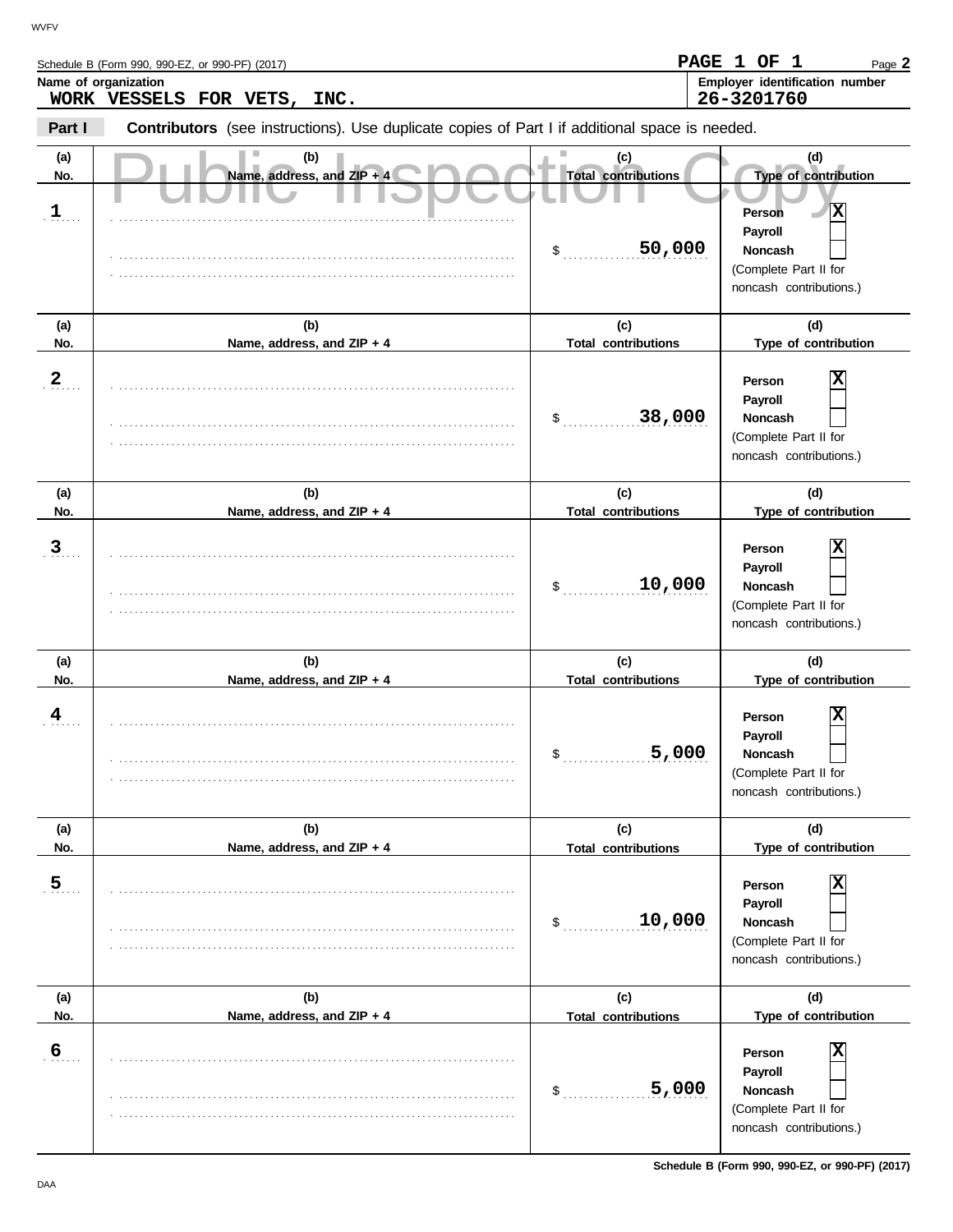Schedule B (Form 990, 990-EZ, or 990-PF) (2017)

**Name of organization**
WORK VESSELS FOR VETS, INC.

**Employer identification number**
26-3201760

**Part I** **Contributors** (see instructions). Use duplicate copies of Part I if additional space is needed.

Public Inspection Copy

| (a) No. | (b) Name, address, and ZIP + 4 | (c) Total contributions | (d) Type of contribution |
|---|---|---|---|
| 1 | | $ 50,000 | Person [X] Payroll [ ] Noncash [ ] (Complete Part II for noncash contributions.) |
| 2 | | $ 38,000 | Person [X] Payroll [ ] Noncash [ ] (Complete Part II for noncash contributions.) |
| 3 | | $ 10,000 | Person [X] Payroll [ ] Noncash [ ] (Complete Part II for noncash contributions.) |
| 4 | | $ 5,000 | Person [X] Payroll [ ] Noncash [ ] (Complete Part II for noncash contributions.) |
| 5 | | $ 10,000 | Person [X] Payroll [ ] Noncash [ ] (Complete Part II for noncash contributions.) |
| 6 | | $ 5,000 | Person [X] Payroll [ ] Noncash [ ] (Complete Part II for noncash contributions.) |

Schedule B (Form 990, 990-EZ, or 990-PF) (2017)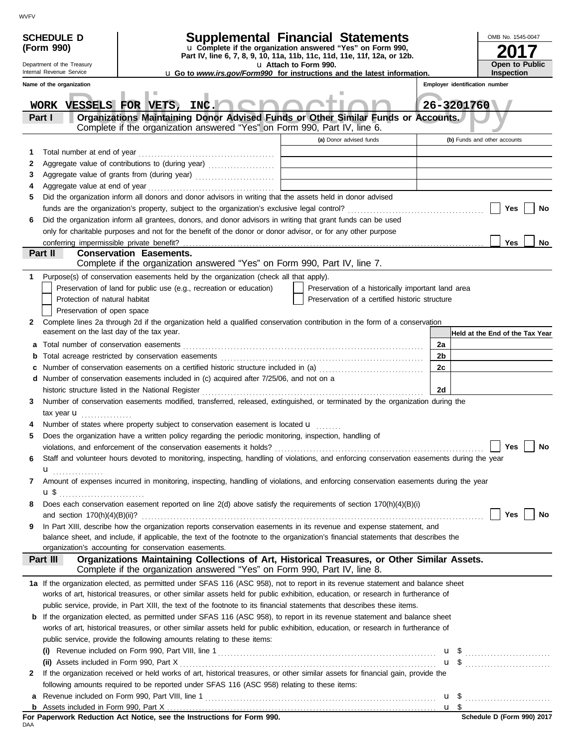WVFV

**SCHEDULE D (Form 990)**

Department of the Treasury
Internal Revenue Service

# Supplemental Financial Statements

u Complete if the organization answered "Yes" on Form 990, Part IV, line 6, 7, 8, 9, 10, 11a, 11b, 11c, 11d, 11e, 11f, 12a, or 12b.

u Attach to Form 990.

u Go to *www.irs.gov/Form990* for instructions and the latest information.

OMB No. 1545-0047

**2017**

**Open to Public Inspection**

Name of the organization: WORK VESSELS FOR VETS, INC.

Employer identification number: 26-3201760

Public Inspection Copy

## Part I — Organizations Maintaining Donor Advised Funds or Other Similar Funds or Accounts.

Complete if the organization answered "Yes" on Form 990, Part IV, line 6.

| | | (a) Donor advised funds | (b) Funds and other accounts |
|---|---|---|---|
| 1 | Total number at end of year | | |
| 2 | Aggregate value of contributions to (during year) | | |
| 3 | Aggregate value of grants from (during year) | | |
| 4 | Aggregate value at end of year | | |

5 Did the organization inform all donors and donor advisors in writing that the assets held in donor advised funds are the organization's property, subject to the organization's exclusive legal control? — Yes ☐ No ☐

6 Did the organization inform all grantees, donors, and donor advisors in writing that grant funds can be used only for charitable purposes and not for the benefit of the donor or donor advisor, or for any other purpose conferring impermissible private benefit? — Yes ☐ No ☐

## Part II — Conservation Easements.

Complete if the organization answered "Yes" on Form 990, Part IV, line 7.

1 Purpose(s) of conservation easements held by the organization (check all that apply).

- ☐ Preservation of land for public use (e.g., recreation or education)
- ☐ Protection of natural habitat
- ☐ Preservation of open space
- ☐ Preservation of a historically important land area
- ☐ Preservation of a certified historic structure

2 Complete lines 2a through 2d if the organization held a qualified conservation contribution in the form of a conservation easement on the last day of the tax year.

| | | | Held at the End of the Tax Year |
|---|---|---|---|
| a | Total number of conservation easements | 2a | |
| b | Total acreage restricted by conservation easements | 2b | |
| c | Number of conservation easements on a certified historic structure included in (a) | 2c | |
| d | Number of conservation easements included in (c) acquired after 7/25/06, and not on a historic structure listed in the National Register | 2d | |

3 Number of conservation easements modified, transferred, released, extinguished, or terminated by the organization during the tax year u

4 Number of states where property subject to conservation easement is located u

5 Does the organization have a written policy regarding the periodic monitoring, inspection, handling of violations, and enforcement of the conservation easements it holds? — Yes ☐ No ☐

6 Staff and volunteer hours devoted to monitoring, inspecting, handling of violations, and enforcing conservation easements during the year u

7 Amount of expenses incurred in monitoring, inspecting, handling of violations, and enforcing conservation easements during the year u $

8 Does each conservation easement reported on line 2(d) above satisfy the requirements of section 170(h)(4)(B)(i) and section 170(h)(4)(B)(ii)? — Yes ☐ No ☐

9 In Part XIII, describe how the organization reports conservation easements in its revenue and expense statement, and balance sheet, and include, if applicable, the text of the footnote to the organization's financial statements that describes the organization's accounting for conservation easements.

## Part III — Organizations Maintaining Collections of Art, Historical Treasures, or Other Similar Assets.

Complete if the organization answered "Yes" on Form 990, Part IV, line 8.

1a If the organization elected, as permitted under SFAS 116 (ASC 958), not to report in its revenue statement and balance sheet works of art, historical treasures, or other similar assets held for public exhibition, education, or research in furtherance of public service, provide, in Part XIII, the text of the footnote to its financial statements that describes these items.

b If the organization elected, as permitted under SFAS 116 (ASC 958), to report in its revenue statement and balance sheet works of art, historical treasures, or other similar assets held for public exhibition, education, or research in furtherance of public service, provide the following amounts relating to these items:

(i) Revenue included on Form 990, Part VIII, line 1 — u $

(ii) Assets included in Form 990, Part X — u $

2 If the organization received or held works of art, historical treasures, or other similar assets for financial gain, provide the following amounts required to be reported under SFAS 116 (ASC 958) relating to these items:

a Revenue included on Form 990, Part VIII, line 1 — u $

b Assets included in Form 990, Part X — u $

**For Paperwork Reduction Act Notice, see the Instructions for Form 990.**

DAA

**Schedule D (Form 990) 2017**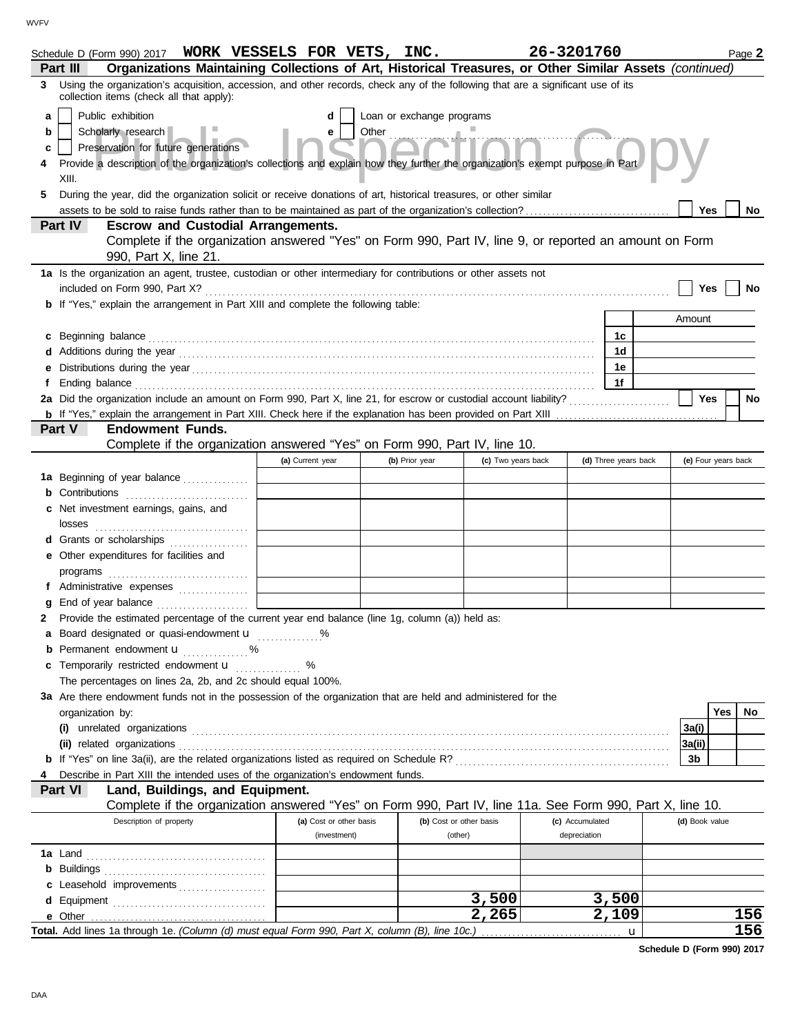Schedule D (Form 990) 2017 **WORK VESSELS FOR VETS, INC.** **26-3201760** Page **2**

**Part III — Organizations Maintaining Collections of Art, Historical Treasures, or Other Similar Assets** *(continued)*

**3** Using the organization's acquisition, accession, and other records, check any of the following that are a significant use of its collection items (check all that apply):

- **a** ☐ Public exhibition
- **b** ☐ Scholarly research
- **c** ☐ Preservation for future generations
- **d** ☐ Loan or exchange programs
- **e** ☐ Other

**4** Provide a description of the organization's collections and explain how they further the organization's exempt purpose in Part XIII.

**5** During the year, did the organization solicit or receive donations of art, historical treasures, or other similar assets to be sold to raise funds rather than to be maintained as part of the organization's collection? ☐ Yes ☐ No

**Part IV — Escrow and Custodial Arrangements.**
Complete if the organization answered "Yes" on Form 990, Part IV, line 9, or reported an amount on Form 990, Part X, line 21.

**1a** Is the organization an agent, trustee, custodian or other intermediary for contributions or other assets not included on Form 990, Part X? ☐ Yes ☐ No

**b** If "Yes," explain the arrangement in Part XIII and complete the following table:

| | | Amount |
|---|---|---|
| **c** Beginning balance | 1c | |
| **d** Additions during the year | 1d | |
| **e** Distributions during the year | 1e | |
| **f** Ending balance | 1f | |

**2a** Did the organization include an amount on Form 990, Part X, line 21, for escrow or custodial account liability? ☐ Yes ☐ No

**b** If "Yes," explain the arrangement in Part XIII. Check here if the explanation has been provided on Part XIII ☐

**Part V — Endowment Funds.**
Complete if the organization answered "Yes" on Form 990, Part IV, line 10.

| | (a) Current year | (b) Prior year | (c) Two years back | (d) Three years back | (e) Four years back |
|---|---|---|---|---|---|
| **1a** Beginning of year balance | | | | | |
| **b** Contributions | | | | | |
| **c** Net investment earnings, gains, and losses | | | | | |
| **d** Grants or scholarships | | | | | |
| **e** Other expenditures for facilities and programs | | | | | |
| **f** Administrative expenses | | | | | |
| **g** End of year balance | | | | | |

**2** Provide the estimated percentage of the current year end balance (line 1g, column (a)) held as:

- **a** Board designated or quasi-endowment u ______ %
- **b** Permanent endowment u ______ %
- **c** Temporarily restricted endowment u ______ %

The percentages on lines 2a, 2b, and 2c should equal 100%.

**3a** Are there endowment funds not in the possession of the organization that are held and administered for the organization by:

| | | Yes | No |
|---|---|---|---|
| **(i)** unrelated organizations | 3a(i) | | |
| **(ii)** related organizations | 3a(ii) | | |
| **b** If "Yes" on line 3a(ii), are the related organizations listed as required on Schedule R? | 3b | | |

**4** Describe in Part XIII the intended uses of the organization's endowment funds.

**Part VI — Land, Buildings, and Equipment.**
Complete if the organization answered "Yes" on Form 990, Part IV, line 11a. See Form 990, Part X, line 10.

| Description of property | (a) Cost or other basis (investment) | (b) Cost or other basis (other) | (c) Accumulated depreciation | (d) Book value |
|---|---|---|---|---|
| **1a** Land | | | | |
| **b** Buildings | | | | |
| **c** Leasehold improvements | | | | |
| **d** Equipment | | 3,500 | 3,500 | |
| **e** Other | | 2,265 | 2,109 | 156 |
| **Total.** Add lines 1a through 1e. *(Column (d) must equal Form 990, Part X, column (B), line 10c.)* u | | | | 156 |

**Schedule D (Form 990) 2017**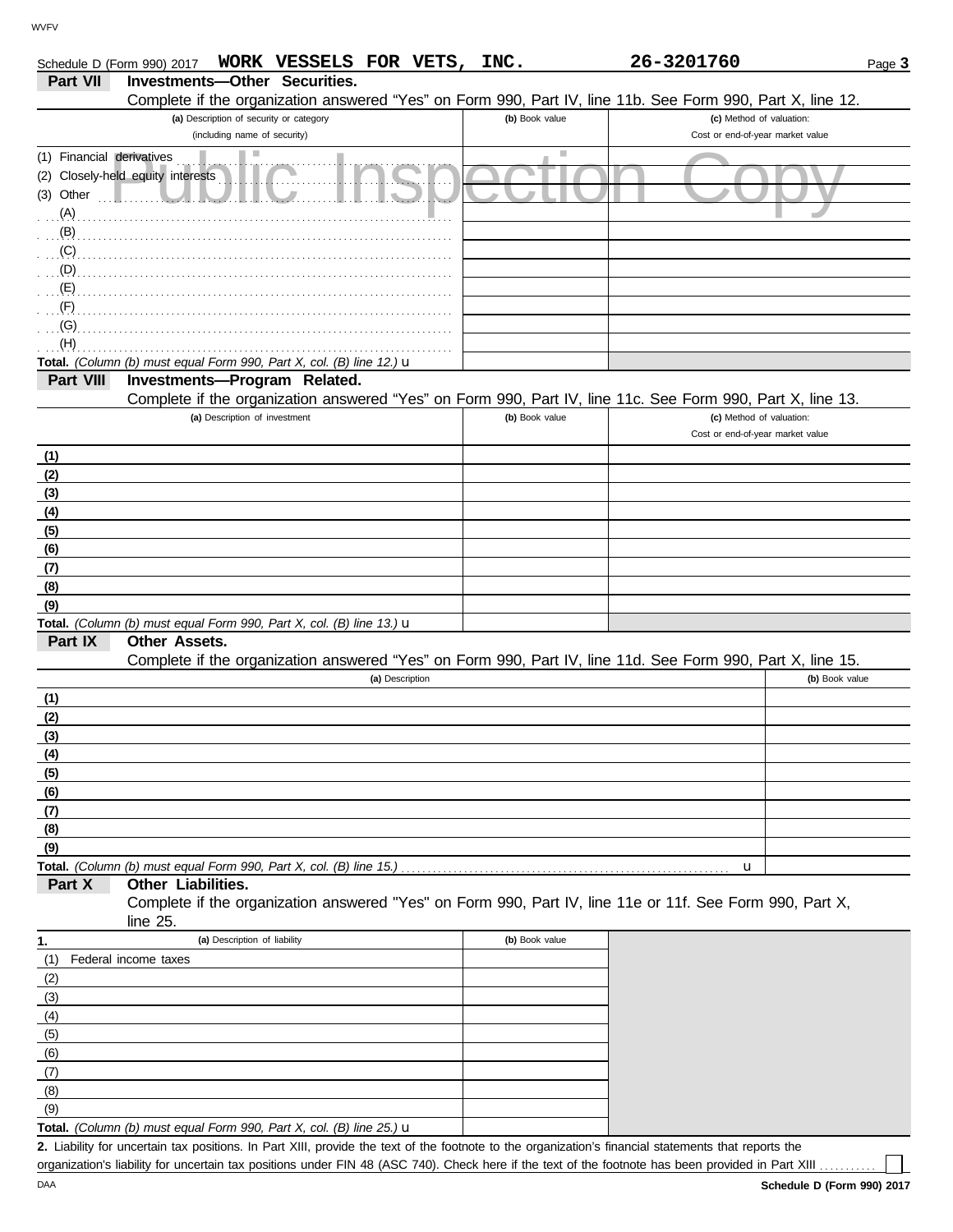Schedule D (Form 990) 2017 **WORK VESSELS FOR VETS, INC.** **26-3201760** Page **3**

## Part VII Investments—Other Securities.

Complete if the organization answered "Yes" on Form 990, Part IV, line 11b. See Form 990, Part X, line 12.

| (a) Description of security or category (including name of security) | (b) Book value | (c) Method of valuation: Cost or end-of-year market value |
|---|---|---|
| (1) Financial derivatives | | |
| (2) Closely-held equity interests | | |
| (3) Other | | |
| (A) | | |
| (B) | | |
| (C) | | |
| (D) | | |
| (E) | | |
| (F) | | |
| (G) | | |
| (H) | | |
| **Total.** *(Column (b) must equal Form 990, Part X, col. (B) line 12.)* u | | |

Public Inspection Copy

## Part VIII Investments—Program Related.

Complete if the organization answered "Yes" on Form 990, Part IV, line 11c. See Form 990, Part X, line 13.

| (a) Description of investment | (b) Book value | (c) Method of valuation: Cost or end-of-year market value |
|---|---|---|
| (1) | | |
| (2) | | |
| (3) | | |
| (4) | | |
| (5) | | |
| (6) | | |
| (7) | | |
| (8) | | |
| (9) | | |
| **Total.** *(Column (b) must equal Form 990, Part X, col. (B) line 13.)* u | | |

## Part IX Other Assets.

Complete if the organization answered "Yes" on Form 990, Part IV, line 11d. See Form 990, Part X, line 15.

| (a) Description | (b) Book value |
|---|---|
| (1) | |
| (2) | |
| (3) | |
| (4) | |
| (5) | |
| (6) | |
| (7) | |
| (8) | |
| (9) | |
| **Total.** *(Column (b) must equal Form 990, Part X, col. (B) line 15.)* u | |

## Part X Other Liabilities.

Complete if the organization answered "Yes" on Form 990, Part IV, line 11e or 11f. See Form 990, Part X, line 25.

| 1. (a) Description of liability | (b) Book value |
|---|---|
| (1) Federal income taxes | |
| (2) | |
| (3) | |
| (4) | |
| (5) | |
| (6) | |
| (7) | |
| (8) | |
| (9) | |
| **Total.** *(Column (b) must equal Form 990, Part X, col. (B) line 25.)* u | |

**2.** Liability for uncertain tax positions. In Part XIII, provide the text of the footnote to the organization's financial statements that reports the organization's liability for uncertain tax positions under FIN 48 (ASC 740). Check here if the text of the footnote has been provided in Part XIII ☐

DAA **Schedule D (Form 990) 2017**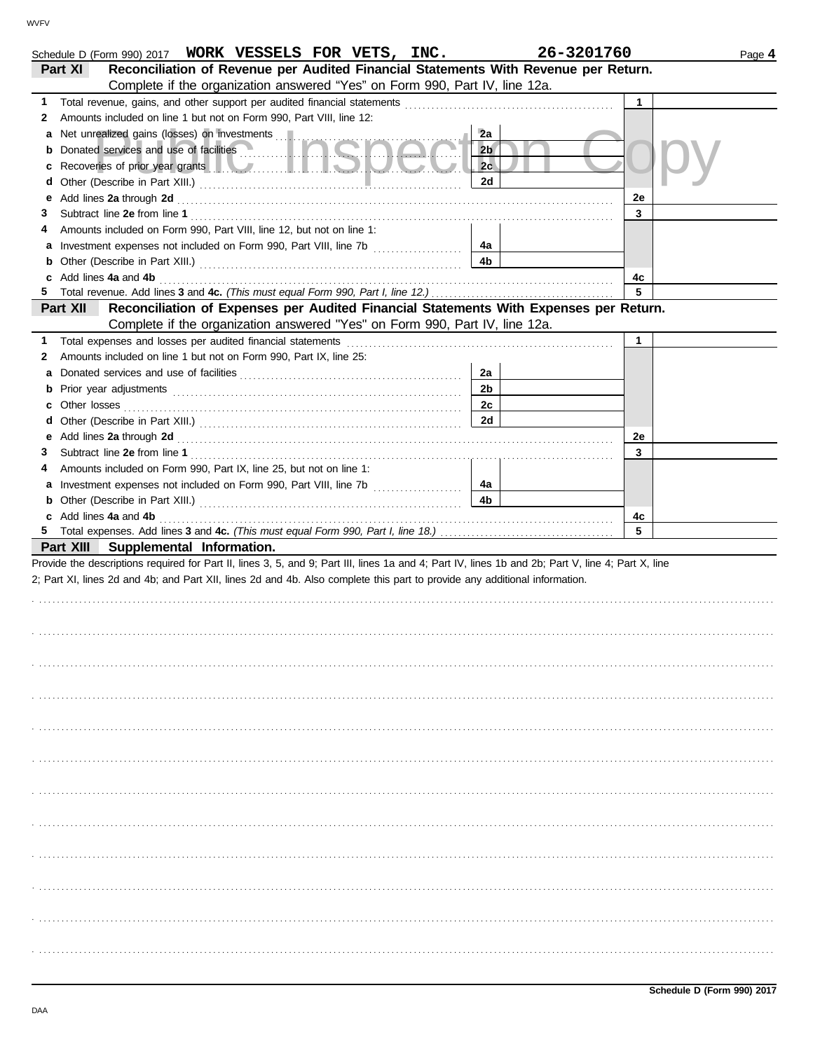Schedule D (Form 990) 2017 **WORK VESSELS FOR VETS, INC.** **26-3201760** Page **4**

**Part XI Reconciliation of Revenue per Audited Financial Statements With Revenue per Return.**
Complete if the organization answered "Yes" on Form 990, Part IV, line 12a.

| | | | | | |
|---|---|---|---|---|---|
| **1** | Total revenue, gains, and other support per audited financial statements | | | 1 | |
| **2** | Amounts included on line 1 but not on Form 990, Part VIII, line 12: | | | | |
| **a** | Net unrealized gains (losses) on investments | 2a | | | |
| **b** | Donated services and use of facilities | 2b | | | |
| **c** | Recoveries of prior year grants | 2c | | | |
| **d** | Other (Describe in Part XIII.) | 2d | | | |
| **e** | Add lines **2a** through **2d** | | | 2e | |
| **3** | Subtract line **2e** from line **1** | | | 3 | |
| **4** | Amounts included on Form 990, Part VIII, line 12, but not on line 1: | | | | |
| **a** | Investment expenses not included on Form 990, Part VIII, line 7b | 4a | | | |
| **b** | Other (Describe in Part XIII.) | 4b | | | |
| **c** | Add lines **4a** and **4b** | | | 4c | |
| **5** | Total revenue. Add lines **3** and **4c.** *(This must equal Form 990, Part I, line 12.)* | | | 5 | |

**Part XII Reconciliation of Expenses per Audited Financial Statements With Expenses per Return.**
Complete if the organization answered "Yes" on Form 990, Part IV, line 12a.

| | | | | | |
|---|---|---|---|---|---|
| **1** | Total expenses and losses per audited financial statements | | | 1 | |
| **2** | Amounts included on line 1 but not on Form 990, Part IX, line 25: | | | | |
| **a** | Donated services and use of facilities | 2a | | | |
| **b** | Prior year adjustments | 2b | | | |
| **c** | Other losses | 2c | | | |
| **d** | Other (Describe in Part XIII.) | 2d | | | |
| **e** | Add lines **2a** through **2d** | | | 2e | |
| **3** | Subtract line **2e** from line **1** | | | 3 | |
| **4** | Amounts included on Form 990, Part IX, line 25, but not on line 1: | | | | |
| **a** | Investment expenses not included on Form 990, Part VIII, line 7b | 4a | | | |
| **b** | Other (Describe in Part XIII.) | 4b | | | |
| **c** | Add lines **4a** and **4b** | | | 4c | |
| **5** | Total expenses. Add lines **3** and **4c.** *(This must equal Form 990, Part I, line 18.)* | | | 5 | |

**Part XIII Supplemental Information.**

Provide the descriptions required for Part II, lines 3, 5, and 9; Part III, lines 1a and 4; Part IV, lines 1b and 2b; Part V, line 4; Part X, line 2; Part XI, lines 2d and 4b; and Part XII, lines 2d and 4b. Also complete this part to provide any additional information.

**Schedule D (Form 990) 2017**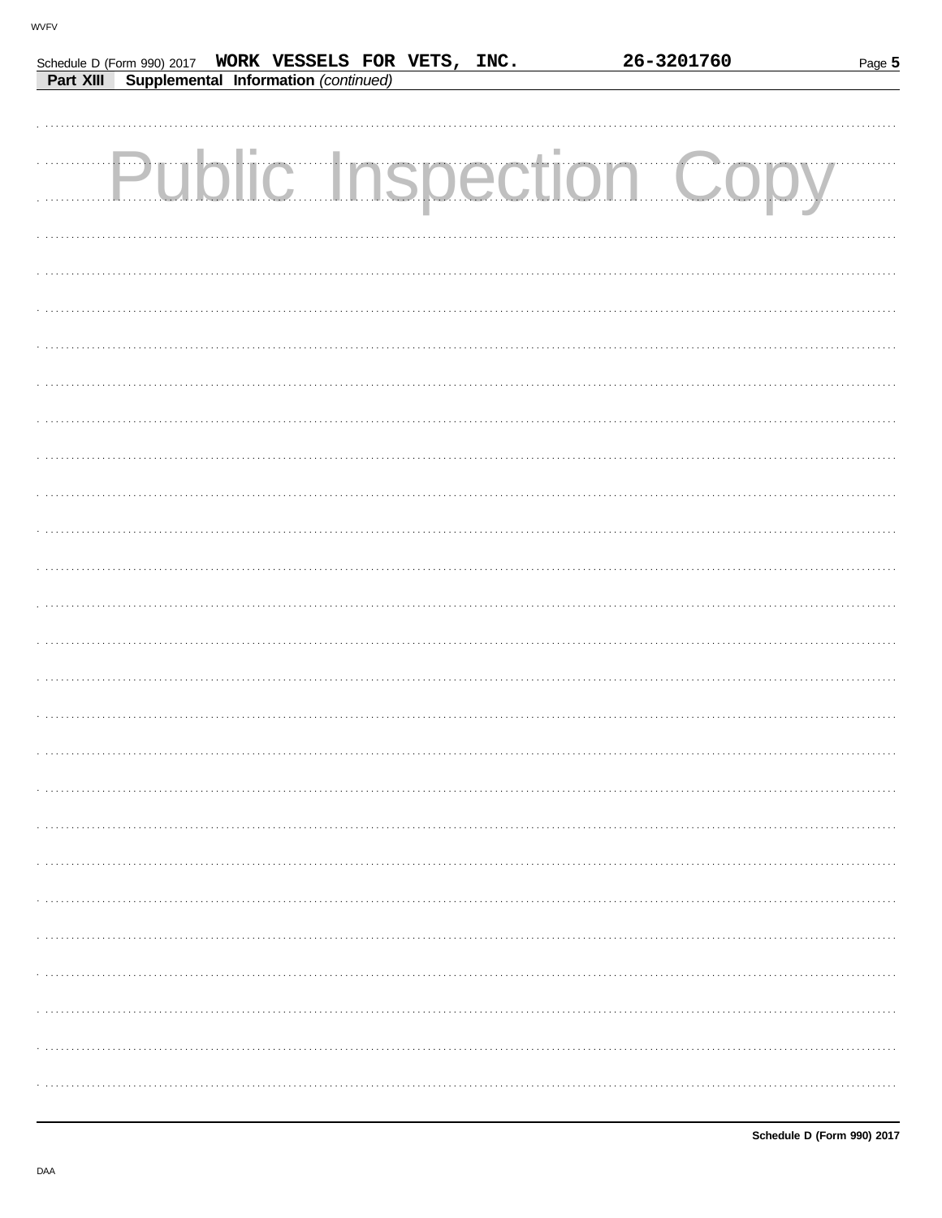Schedule D (Form 990) 2017 **WORK VESSELS FOR VETS, INC.** **26-3201760**

**Part XIII** **Supplemental Information** *(continued)*

Public Inspection Copy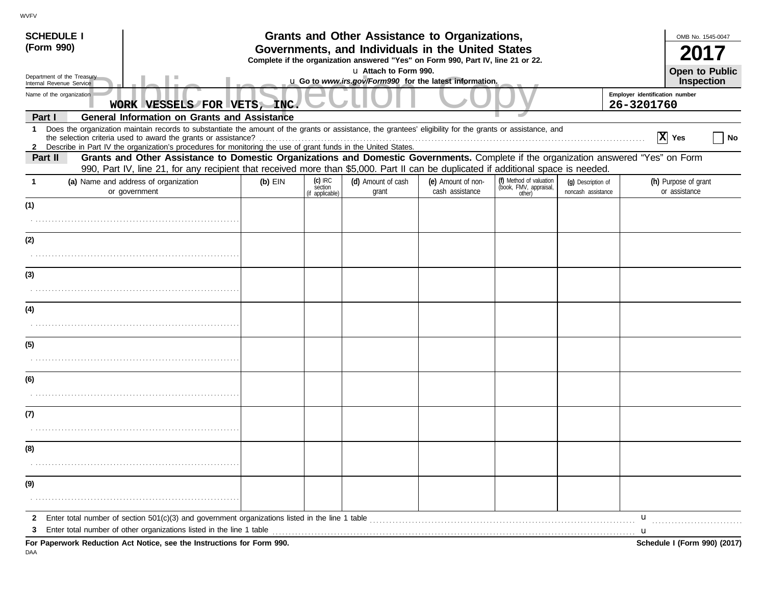WVFV

**SCHEDULE I**
**(Form 990)**

Department of the Treasury
Internal Revenue Service

# Grants and Other Assistance to Organizations, Governments, and Individuals in the United States

**Complete if the organization answered "Yes" on Form 990, Part IV, line 21 or 22.**

u **Attach to Form 990.**

u **Go to *www.irs.gov/Form990* for the latest information.**

OMB No. 1545-0047

**2017**

**Open to Public Inspection**

Public Inspection Copy

Name of the organization: **WORK VESSELS FOR VETS, INC.**

**Employer identification number: 26-3201760**

## Part I — General Information on Grants and Assistance

**1** Does the organization maintain records to substantiate the amount of the grants or assistance, the grantees' eligibility for the grants or assistance, and the selection criteria used to award the grants or assistance? ..... [X] **Yes** [ ] **No**

**2** Describe in Part IV the organization's procedures for monitoring the use of grant funds in the United States.

## Part II — Grants and Other Assistance to Domestic Organizations and Domestic Governments.

Complete if the organization answered "Yes" on Form 990, Part IV, line 21, for any recipient that received more than $5,000. Part II can be duplicated if additional space is needed.

| 1 (a) Name and address of organization or government | (b) EIN | (c) IRC section (if applicable) | (d) Amount of cash grant | (e) Amount of non-cash assistance | (f) Method of valuation (book, FMV, appraisal, other) | (g) Description of noncash assistance | (h) Purpose of grant or assistance |
|---|---|---|---|---|---|---|---|
| (1) | | | | | | | |
| (2) | | | | | | | |
| (3) | | | | | | | |
| (4) | | | | | | | |
| (5) | | | | | | | |
| (6) | | | | | | | |
| (7) | | | | | | | |
| (8) | | | | | | | |
| (9) | | | | | | | |

**2** Enter total number of section 501(c)(3) and government organizations listed in the line 1 table ..... u

**3** Enter total number of other organizations listed in the line 1 table ..... u

**For Paperwork Reduction Act Notice, see the Instructions for Form 990.**

**Schedule I (Form 990) (2017)**

DAA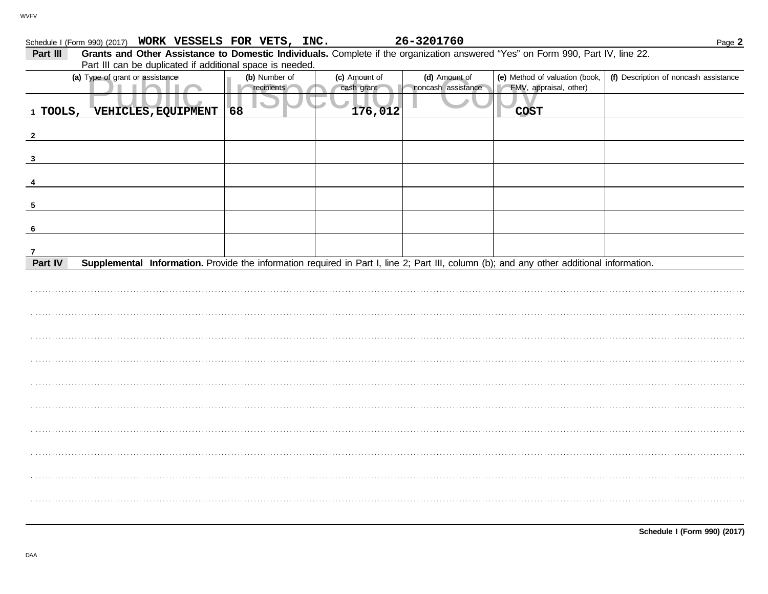Schedule I (Form 990) (2017) WORK VESSELS FOR VETS, INC. 26-3201760

**Part III** **Grants and Other Assistance to Domestic Individuals.** Complete if the organization answered "Yes" on Form 990, Part IV, line 22. Part III can be duplicated if additional space is needed.

| (a) Type of grant or assistance | (b) Number of recipients | (c) Amount of cash grant | (d) Amount of noncash assistance | (e) Method of valuation (book, FMV, appraisal, other) | (f) Description of noncash assistance |
|---|---|---|---|---|---|
| 1 TOOLS, VEHICLES,EQUIPMENT | 68 | 176,012 | | COST | |
| 2 | | | | | |
| 3 | | | | | |
| 4 | | | | | |
| 5 | | | | | |
| 6 | | | | | |
| 7 | | | | | |

**Part IV** **Supplemental Information.** Provide the information required in Part I, line 2; Part III, column (b); and any other additional information.

Schedule I (Form 990) (2017)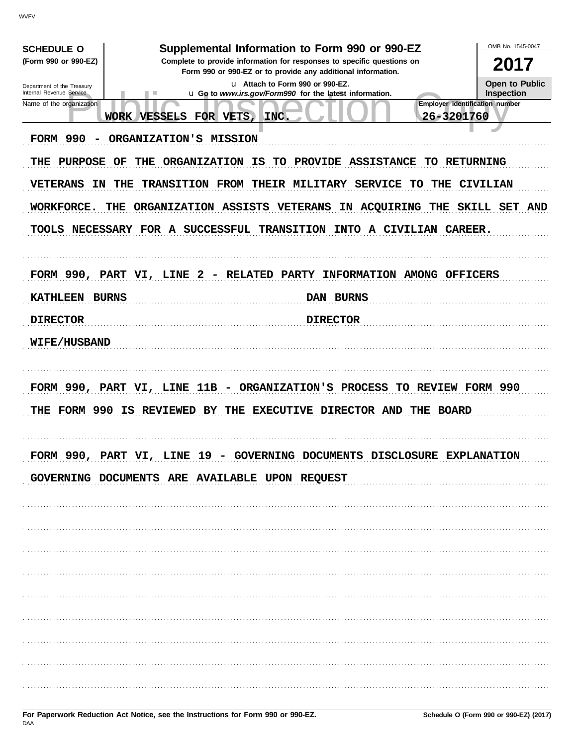**SCHEDULE O**
**(Form 990 or 990-EZ)**

Department of the Treasury
Internal Revenue Service

# Supplemental Information to Form 990 or 990-EZ

**Complete to provide information for responses to specific questions on Form 990 or 990-EZ or to provide any additional information.**

u Attach to Form 990 or 990-EZ.
u Go to *www.irs.gov/Form990* for the latest information.

OMB No. 1545-0047

**2017**

**Open to Public Inspection**

Name of the organization: WORK VESSELS FOR VETS, INC.

Employer identification number: 26-3201760

FORM 990 - ORGANIZATION'S MISSION

THE PURPOSE OF THE ORGANIZATION IS TO PROVIDE ASSISTANCE TO RETURNING VETERANS IN THE TRANSITION FROM THEIR MILITARY SERVICE TO THE CIVILIAN WORKFORCE. THE ORGANIZATION ASSISTS VETERANS IN ACQUIRING THE SKILL SET AND TOOLS NECESSARY FOR A SUCCESSFUL TRANSITION INTO A CIVILIAN CAREER.

FORM 990, PART VI, LINE 2 - RELATED PARTY INFORMATION AMONG OFFICERS

| | |
|---|---|
| KATHLEEN BURNS | DAN BURNS |
| DIRECTOR | DIRECTOR |
| WIFE/HUSBAND | |

FORM 990, PART VI, LINE 11B - ORGANIZATION'S PROCESS TO REVIEW FORM 990

THE FORM 990 IS REVIEWED BY THE EXECUTIVE DIRECTOR AND THE BOARD

FORM 990, PART VI, LINE 19 - GOVERNING DOCUMENTS DISCLOSURE EXPLANATION

GOVERNING DOCUMENTS ARE AVAILABLE UPON REQUEST

**For Paperwork Reduction Act Notice, see the Instructions for Form 990 or 990-EZ.**

**Schedule O (Form 990 or 990-EZ) (2017)**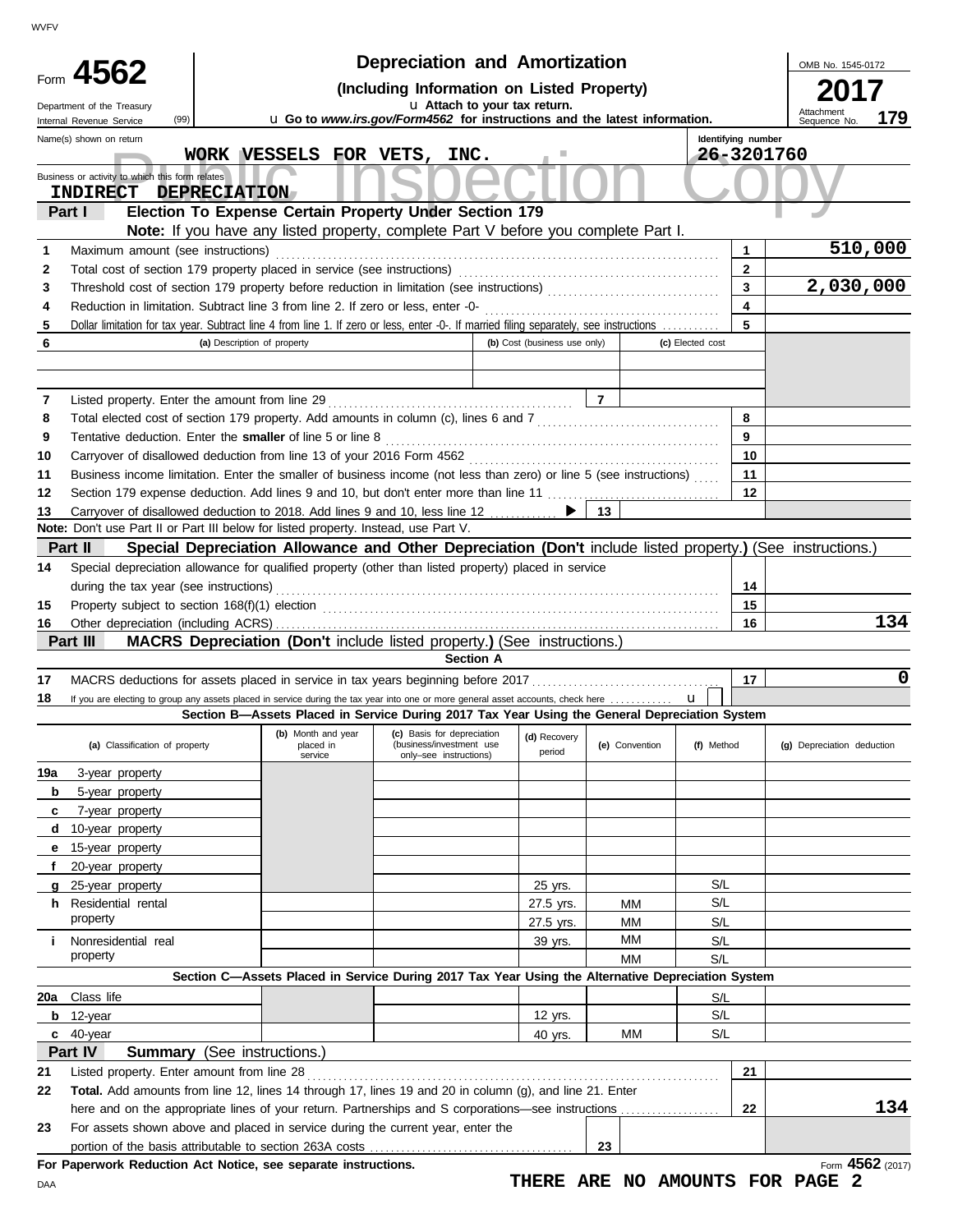WVFV

# Form 4562 — Depreciation and Amortization

**(Including Information on Listed Property)**

Department of the Treasury
Internal Revenue Service (99)

u Attach to your tax return.
u Go to *www.irs.gov/Form4562* for instructions and the latest information.

OMB No. 1545-0172
**2017**
Attachment Sequence No. **179**

Name(s) shown on return: **WORK VESSELS FOR VETS, INC.**
Identifying number: **26-3201760**

Public Inspection Copy

Business or activity to which this form relates: **INDIRECT DEPRECIATION**

## Part I — Election To Expense Certain Property Under Section 179

**Note:** If you have any listed property, complete Part V before you complete Part I.

| | | | |
|---|---|---|---|
| 1 | Maximum amount (see instructions) | 1 | 510,000 |
| 2 | Total cost of section 179 property placed in service (see instructions) | 2 | |
| 3 | Threshold cost of section 179 property before reduction in limitation (see instructions) | 3 | 2,030,000 |
| 4 | Reduction in limitation. Subtract line 3 from line 2. If zero or less, enter -0- | 4 | |
| 5 | Dollar limitation for tax year. Subtract line 4 from line 1. If zero or less, enter -0-. If married filing separately, see instructions | 5 | |

| 6 (a) Description of property | (b) Cost (business use only) | (c) Elected cost |
|---|---|---|
| | | |
| | | |

| | | | |
|---|---|---|---|
| 7 | Listed property. Enter the amount from line 29 | 7 | |
| 8 | Total elected cost of section 179 property. Add amounts in column (c), lines 6 and 7 | 8 | |
| 9 | Tentative deduction. Enter the **smaller** of line 5 or line 8 | 9 | |
| 10 | Carryover of disallowed deduction from line 13 of your 2016 Form 4562 | 10 | |
| 11 | Business income limitation. Enter the smaller of business income (not less than zero) or line 5 (see instructions) | 11 | |
| 12 | Section 179 expense deduction. Add lines 9 and 10, but don't enter more than line 11 | 12 | |
| 13 | Carryover of disallowed deduction to 2018. Add lines 9 and 10, less line 12 ▶ | 13 | |

**Note:** Don't use Part II or Part III below for listed property. Instead, use Part V.

## Part II — Special Depreciation Allowance and Other Depreciation (Don't include listed property.) (See instructions.)

| | | | |
|---|---|---|---|
| 14 | Special depreciation allowance for qualified property (other than listed property) placed in service during the tax year (see instructions) | 14 | |
| 15 | Property subject to section 168(f)(1) election | 15 | |
| 16 | Other depreciation (including ACRS) | 16 | 134 |

## Part III — MACRS Depreciation (Don't include listed property.) (See instructions.)

### Section A

| | | | |
|---|---|---|---|
| 17 | MACRS deductions for assets placed in service in tax years beginning before 2017 | 17 | 0 |
| 18 | If you are electing to group any assets placed in service during the tax year into one or more general asset accounts, check here u ☐ | | |

### Section B—Assets Placed in Service During 2017 Tax Year Using the General Depreciation System

| (a) Classification of property | (b) Month and year placed in service | (c) Basis for depreciation (business/investment use only–see instructions) | (d) Recovery period | (e) Convention | (f) Method | (g) Depreciation deduction |
|---|---|---|---|---|---|---|
| 19a 3-year property | | | | | | |
| b 5-year property | | | | | | |
| c 7-year property | | | | | | |
| d 10-year property | | | | | | |
| e 15-year property | | | | | | |
| f 20-year property | | | | | | |
| g 25-year property | | | 25 yrs. | | S/L | |
| h Residential rental property | | | 27.5 yrs. | MM | S/L | |
| | | | 27.5 yrs. | MM | S/L | |
| i Nonresidential real property | | | 39 yrs. | MM | S/L | |
| | | | | MM | S/L | |

### Section C—Assets Placed in Service During 2017 Tax Year Using the Alternative Depreciation System

| (a) Classification of property | (b) Month and year placed in service | (c) Basis for depreciation | (d) Recovery period | (e) Convention | (f) Method | (g) Depreciation deduction |
|---|---|---|---|---|---|---|
| 20a Class life | | | | | S/L | |
| b 12-year | | | 12 yrs. | | S/L | |
| c 40-year | | | 40 yrs. | MM | S/L | |

## Part IV — Summary (See instructions.)

| | | | |
|---|---|---|---|
| 21 | Listed property. Enter amount from line 28 | 21 | |
| 22 | **Total.** Add amounts from line 12, lines 14 through 17, lines 19 and 20 in column (g), and line 21. Enter here and on the appropriate lines of your return. Partnerships and S corporations—see instructions | 22 | 134 |
| 23 | For assets shown above and placed in service during the current year, enter the portion of the basis attributable to section 263A costs | 23 | |

**For Paperwork Reduction Act Notice, see separate instructions.**

DAA

Form **4562** (2017)

**THERE ARE NO AMOUNTS FOR PAGE 2**